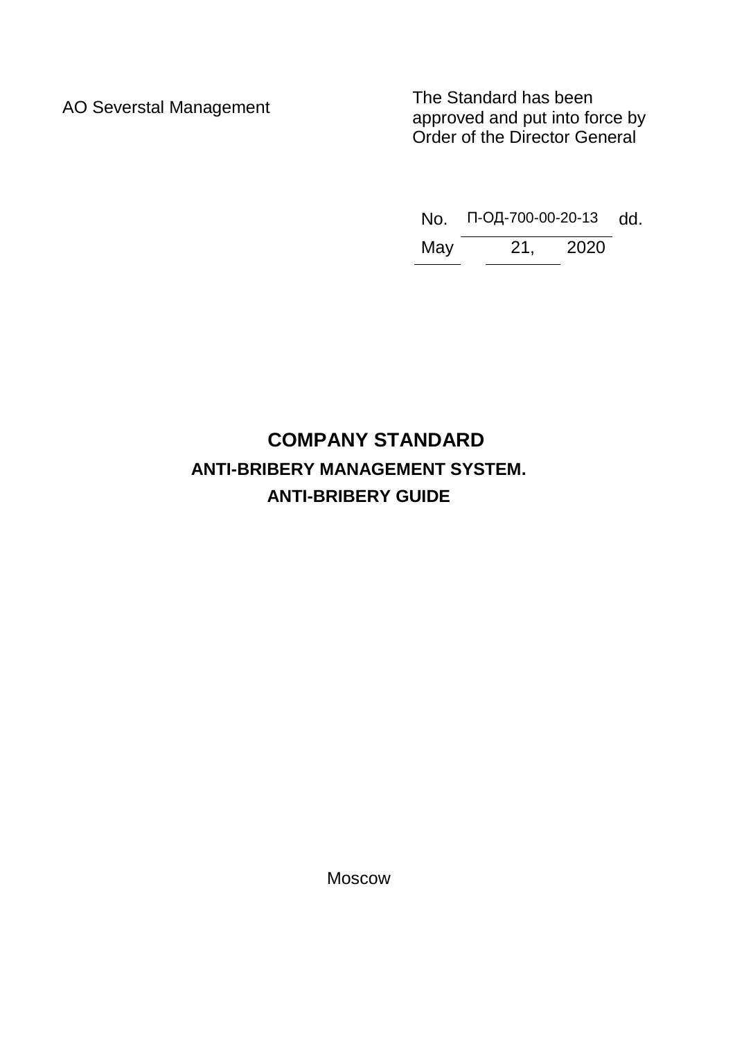AO Severstal Management

The Standard has been approved and put into force by Order of the Director General

No. П-ОД-700-00-20-13 dd. May 21, 2020

# COMPANY STANDARD

## ANTI-BRIBERY MANAGEMENT SYSTEM.

## ANTI-BRIBERY GUIDE

Moscow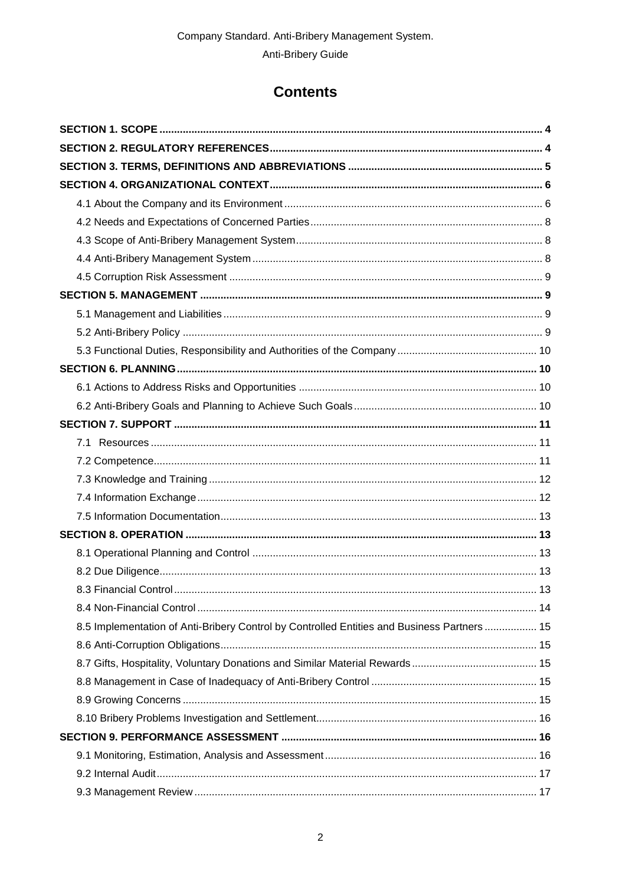# Contents

**SECTION 1. SCOPE** ... 4

**SECTION 2. REGULATORY REFERENCES** ... 4

**SECTION 3. TERMS, DEFINITIONS AND ABBREVIATIONS** ... 5

**SECTION 4. ORGANIZATIONAL CONTEXT** ... 6

- 4.1 About the Company and its Environment ... 6
- 4.2 Needs and Expectations of Concerned Parties ... 8
- 4.3 Scope of Anti-Bribery Management System ... 8
- 4.4 Anti-Bribery Management System ... 8
- 4.5 Corruption Risk Assessment ... 9

**SECTION 5. MANAGEMENT** ... 9

- 5.1 Management and Liabilities ... 9
- 5.2 Anti-Bribery Policy ... 9
- 5.3 Functional Duties, Responsibility and Authorities of the Company ... 10

**SECTION 6. PLANNING** ... 10

- 6.1 Actions to Address Risks and Opportunities ... 10
- 6.2 Anti-Bribery Goals and Planning to Achieve Such Goals ... 10

**SECTION 7. SUPPORT** ... 11

- 7.1 Resources ... 11
- 7.2 Competence ... 11
- 7.3 Knowledge and Training ... 12
- 7.4 Information Exchange ... 12
- 7.5 Information Documentation ... 13

**SECTION 8. OPERATION** ... 13

- 8.1 Operational Planning and Control ... 13
- 8.2 Due Diligence ... 13
- 8.3 Financial Control ... 13
- 8.4 Non-Financial Control ... 14
- 8.5 Implementation of Anti-Bribery Control by Controlled Entities and Business Partners ... 15
- 8.6 Anti-Corruption Obligations ... 15
- 8.7 Gifts, Hospitality, Voluntary Donations and Similar Material Rewards ... 15
- 8.8 Management in Case of Inadequacy of Anti-Bribery Control ... 15
- 8.9 Growing Concerns ... 15
- 8.10 Bribery Problems Investigation and Settlement ... 16

**SECTION 9. PERFORMANCE ASSESSMENT** ... 16

- 9.1 Monitoring, Estimation, Analysis and Assessment ... 16
- 9.2 Internal Audit ... 17
- 9.3 Management Review ... 17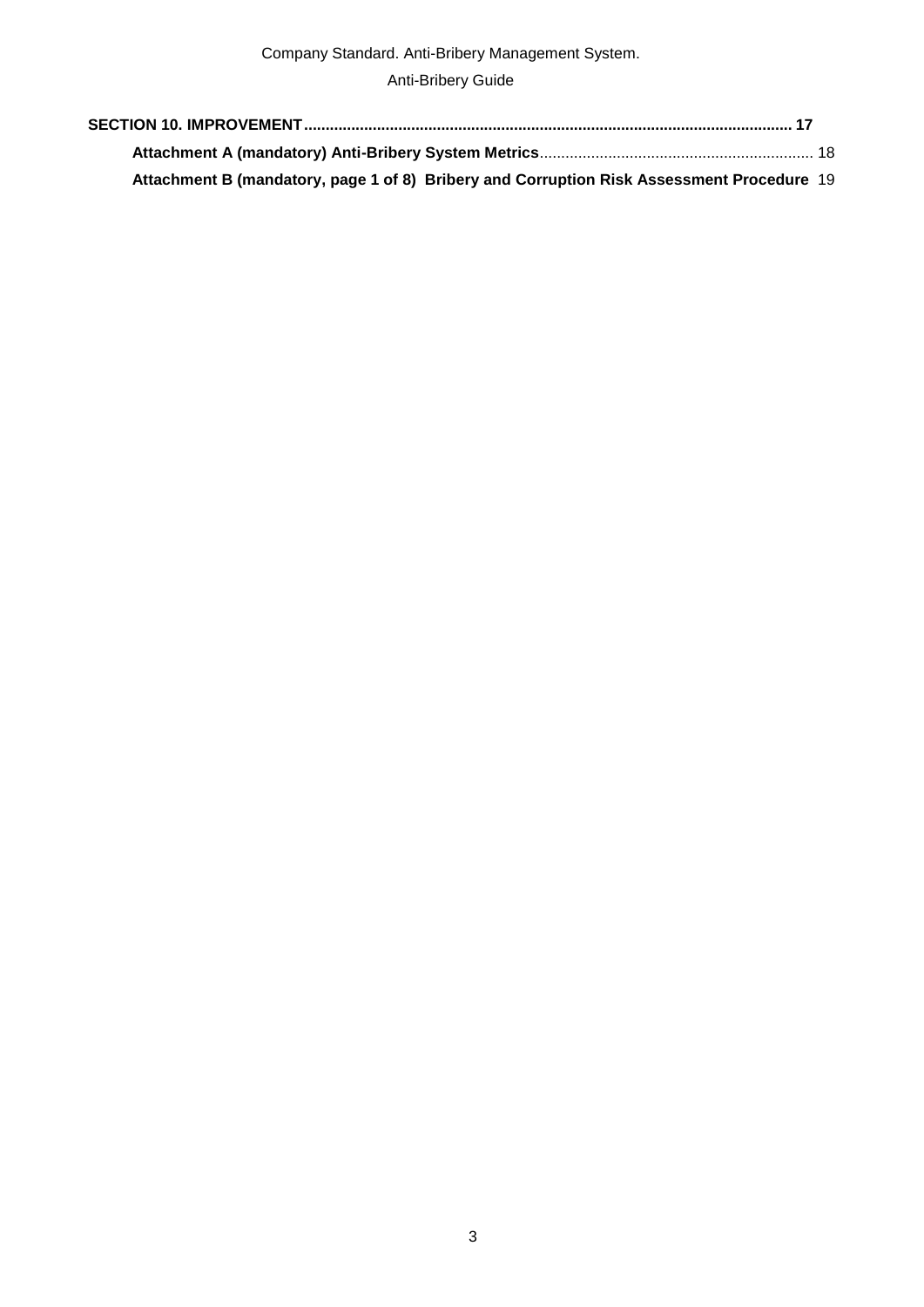**SECTION 10. IMPROVEMENT** ............................................................ **17**

- **Attachment A (mandatory) Anti-Bribery System Metrics** ............................................................ 18
- **Attachment B (mandatory, page 1 of 8) Bribery and Corruption Risk Assessment Procedure** 19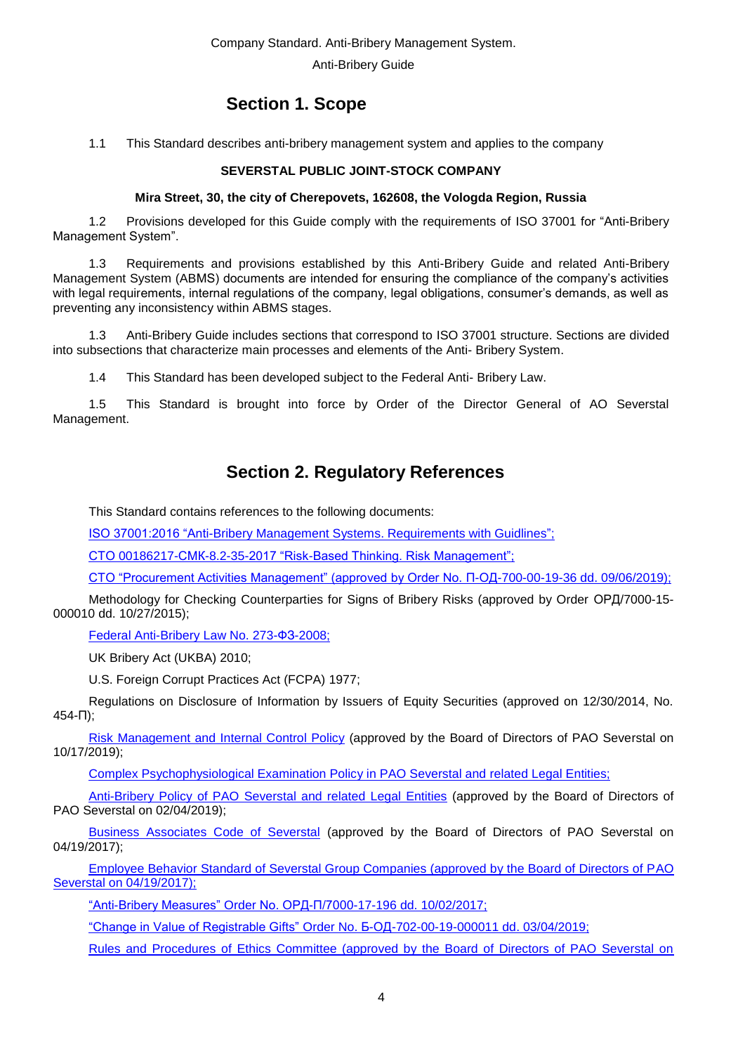# Section 1. Scope

1.1 This Standard describes anti-bribery management system and applies to the company

**SEVERSTAL PUBLIC JOINT-STOCK COMPANY**

**Mira Street, 30, the city of Cherepovets, 162608, the Vologda Region, Russia**

1.2 Provisions developed for this Guide comply with the requirements of ISO 37001 for "Anti-Bribery Management System".

1.3 Requirements and provisions established by this Anti-Bribery Guide and related Anti-Bribery Management System (ABMS) documents are intended for ensuring the compliance of the company's activities with legal requirements, internal regulations of the company, legal obligations, consumer's demands, as well as preventing any inconsistency within ABMS stages.

1.3 Anti-Bribery Guide includes sections that correspond to ISO 37001 structure. Sections are divided into subsections that characterize main processes and elements of the Anti- Bribery System.

1.4 This Standard has been developed subject to the Federal Anti- Bribery Law.

1.5 This Standard is brought into force by Order of the Director General of AO Severstal Management.

# Section 2. Regulatory References

This Standard contains references to the following documents:

ISO 37001:2016 "Anti-Bribery Management Systems. Requirements with Guidlines";

СТО 00186217-СМК-8.2-35-2017 "Risk-Based Thinking. Risk Management";

СТО "Procurement Activities Management" (approved by Order No. П-ОД-700-00-19-36 dd. 09/06/2019);

Methodology for Checking Counterparties for Signs of Bribery Risks (approved by Order ОРД/7000-15-000010 dd. 10/27/2015);

Federal Anti-Bribery Law No. 273-ФЗ-2008;

UK Bribery Act (UKBA) 2010;

U.S. Foreign Corrupt Practices Act (FCPA) 1977;

Regulations on Disclosure of Information by Issuers of Equity Securities (approved on 12/30/2014, No. 454-П);

Risk Management and Internal Control Policy (approved by the Board of Directors of PAO Severstal on 10/17/2019);

Complex Psychophysiological Examination Policy in PAO Severstal and related Legal Entities;

Anti-Bribery Policy of PAO Severstal and related Legal Entities (approved by the Board of Directors of PAO Severstal on 02/04/2019);

Business Associates Code of Severstal (approved by the Board of Directors of PAO Severstal on 04/19/2017);

Employee Behavior Standard of Severstal Group Companies (approved by the Board of Directors of PAO Severstal on 04/19/2017);

"Anti-Bribery Measures" Order No. ОРД-П/7000-17-196 dd. 10/02/2017;

"Change in Value of Registrable Gifts" Order No. Б-ОД-702-00-19-000011 dd. 03/04/2019;

Rules and Procedures of Ethics Committee (approved by the Board of Directors of PAO Severstal on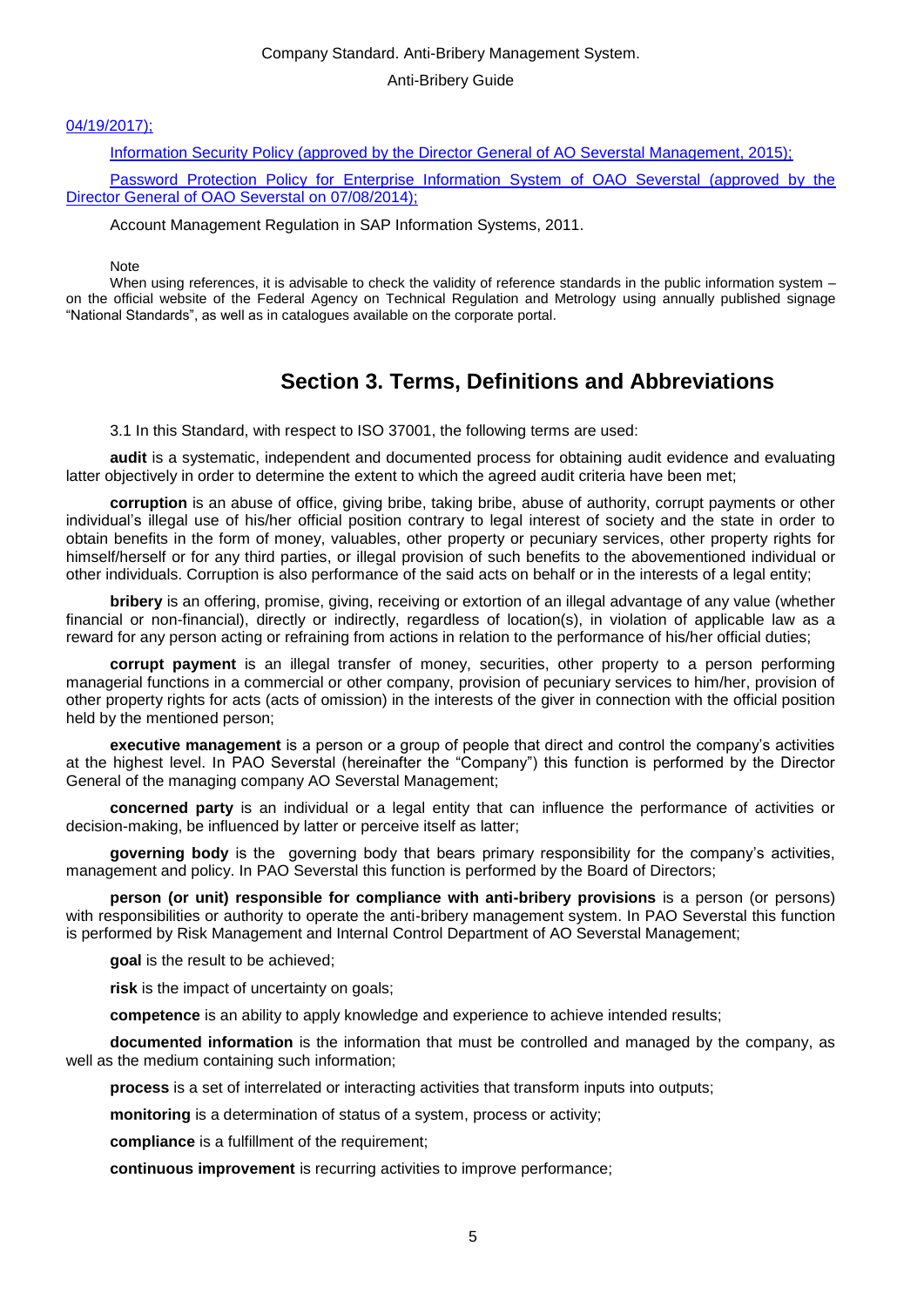04/19/2017);

Information Security Policy (approved by the Director General of AO Severstal Management, 2015);

Password Protection Policy for Enterprise Information System of OAO Severstal (approved by the Director General of OAO Severstal on 07/08/2014);

Account Management Regulation in SAP Information Systems, 2011.

Note

When using references, it is advisable to check the validity of reference standards in the public information system – on the official website of the Federal Agency on Technical Regulation and Metrology using annually published signage "National Standards", as well as in catalogues available on the corporate portal.

## Section 3. Terms, Definitions and Abbreviations

3.1 In this Standard, with respect to ISO 37001, the following terms are used:

**audit** is a systematic, independent and documented process for obtaining audit evidence and evaluating latter objectively in order to determine the extent to which the agreed audit criteria have been met;

**corruption** is an abuse of office, giving bribe, taking bribe, abuse of authority, corrupt payments or other individual's illegal use of his/her official position contrary to legal interest of society and the state in order to obtain benefits in the form of money, valuables, other property or pecuniary services, other property rights for himself/herself or for any third parties, or illegal provision of such benefits to the abovementioned individual or other individuals. Corruption is also performance of the said acts on behalf or in the interests of a legal entity;

**bribery** is an offering, promise, giving, receiving or extortion of an illegal advantage of any value (whether financial or non-financial), directly or indirectly, regardless of location(s), in violation of applicable law as a reward for any person acting or refraining from actions in relation to the performance of his/her official duties;

**corrupt payment** is an illegal transfer of money, securities, other property to a person performing managerial functions in a commercial or other company, provision of pecuniary services to him/her, provision of other property rights for acts (acts of omission) in the interests of the giver in connection with the official position held by the mentioned person;

**executive management** is a person or a group of people that direct and control the company's activities at the highest level. In PAO Severstal (hereinafter the "Company") this function is performed by the Director General of the managing company AO Severstal Management;

**concerned party** is an individual or a legal entity that can influence the performance of activities or decision-making, be influenced by latter or perceive itself as latter;

**governing body** is the governing body that bears primary responsibility for the company's activities, management and policy. In PAO Severstal this function is performed by the Board of Directors;

**person (or unit) responsible for compliance with anti-bribery provisions** is a person (or persons) with responsibilities or authority to operate the anti-bribery management system. In PAO Severstal this function is performed by Risk Management and Internal Control Department of AO Severstal Management;

**goal** is the result to be achieved;

**risk** is the impact of uncertainty on goals;

**competence** is an ability to apply knowledge and experience to achieve intended results;

**documented information** is the information that must be controlled and managed by the company, as well as the medium containing such information;

**process** is a set of interrelated or interacting activities that transform inputs into outputs;

**monitoring** is a determination of status of a system, process or activity;

**compliance** is a fulfillment of the requirement;

**continuous improvement** is recurring activities to improve performance;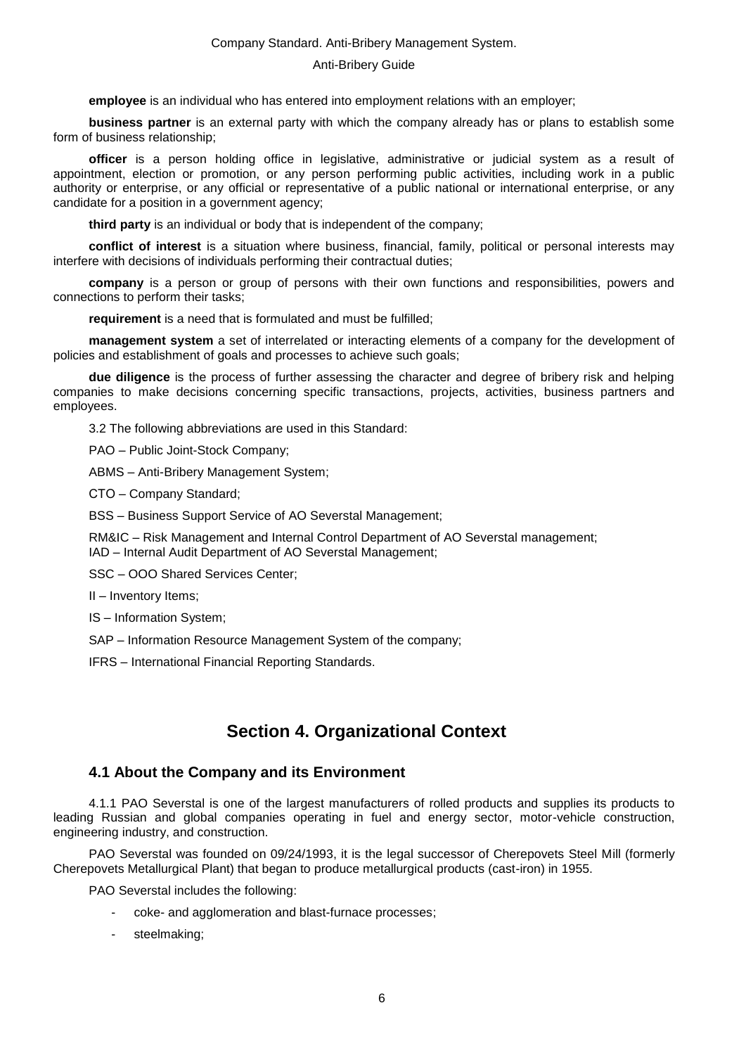**employee** is an individual who has entered into employment relations with an employer;

**business partner** is an external party with which the company already has or plans to establish some form of business relationship;

**officer** is a person holding office in legislative, administrative or judicial system as a result of appointment, election or promotion, or any person performing public activities, including work in a public authority or enterprise, or any official or representative of a public national or international enterprise, or any candidate for a position in a government agency;

**third party** is an individual or body that is independent of the company;

**conflict of interest** is a situation where business, financial, family, political or personal interests may interfere with decisions of individuals performing their contractual duties;

**company** is a person or group of persons with their own functions and responsibilities, powers and connections to perform their tasks;

**requirement** is a need that is formulated and must be fulfilled;

**management system** a set of interrelated or interacting elements of a company for the development of policies and establishment of goals and processes to achieve such goals;

**due diligence** is the process of further assessing the character and degree of bribery risk and helping companies to make decisions concerning specific transactions, projects, activities, business partners and employees.

3.2 The following abbreviations are used in this Standard:

PAO – Public Joint-Stock Company;

ABMS – Anti-Bribery Management System;

CTO – Company Standard;

BSS – Business Support Service of AO Severstal Management;

RM&IC – Risk Management and Internal Control Department of AO Severstal management;
IAD – Internal Audit Department of AO Severstal Management;

SSC – OOO Shared Services Center;

II – Inventory Items;

IS – Information System;

SAP – Information Resource Management System of the company;

IFRS – International Financial Reporting Standards.

# Section 4. Organizational Context

## 4.1 About the Company and its Environment

4.1.1 PAO Severstal is one of the largest manufacturers of rolled products and supplies its products to leading Russian and global companies operating in fuel and energy sector, motor-vehicle construction, engineering industry, and construction.

PAO Severstal was founded on 09/24/1993, it is the legal successor of Cherepovets Steel Mill (formerly Cherepovets Metallurgical Plant) that began to produce metallurgical products (cast-iron) in 1955.

PAO Severstal includes the following:

- coke- and agglomeration and blast-furnace processes;
- steelmaking;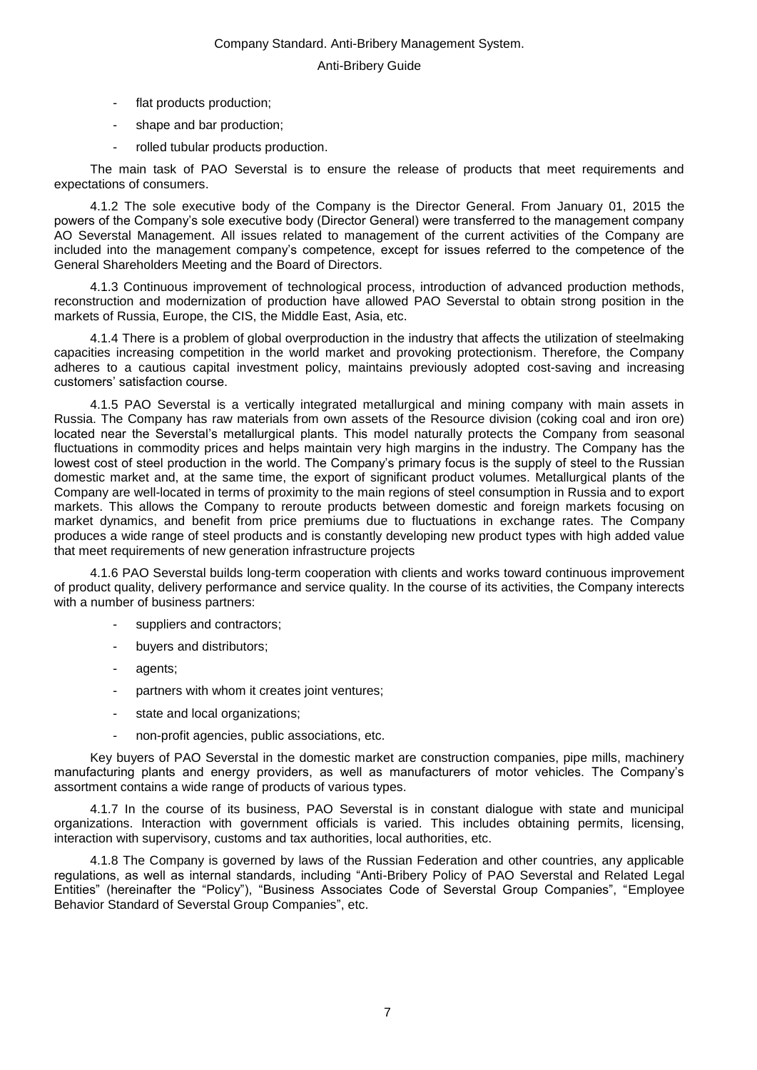- flat products production;
- shape and bar production;
- rolled tubular products production.

The main task of PAO Severstal is to ensure the release of products that meet requirements and expectations of consumers.

4.1.2 The sole executive body of the Company is the Director General. From January 01, 2015 the powers of the Company's sole executive body (Director General) were transferred to the management company AO Severstal Management. All issues related to management of the current activities of the Company are included into the management company's competence, except for issues referred to the competence of the General Shareholders Meeting and the Board of Directors.

4.1.3 Continuous improvement of technological process, introduction of advanced production methods, reconstruction and modernization of production have allowed PAO Severstal to obtain strong position in the markets of Russia, Europe, the CIS, the Middle East, Asia, etc.

4.1.4 There is a problem of global overproduction in the industry that affects the utilization of steelmaking capacities increasing competition in the world market and provoking protectionism. Therefore, the Company adheres to a cautious capital investment policy, maintains previously adopted cost-saving and increasing customers' satisfaction course.

4.1.5 PAO Severstal is a vertically integrated metallurgical and mining company with main assets in Russia. The Company has raw materials from own assets of the Resource division (coking coal and iron ore) located near the Severstal's metallurgical plants. This model naturally protects the Company from seasonal fluctuations in commodity prices and helps maintain very high margins in the industry. The Company has the lowest cost of steel production in the world. The Company's primary focus is the supply of steel to the Russian domestic market and, at the same time, the export of significant product volumes. Metallurgical plants of the Company are well-located in terms of proximity to the main regions of steel consumption in Russia and to export markets. This allows the Company to reroute products between domestic and foreign markets focusing on market dynamics, and benefit from price premiums due to fluctuations in exchange rates. The Company produces a wide range of steel products and is constantly developing new product types with high added value that meet requirements of new generation infrastructure projects

4.1.6 PAO Severstal builds long-term cooperation with clients and works toward continuous improvement of product quality, delivery performance and service quality. In the course of its activities, the Company interects with a number of business partners:

- suppliers and contractors;
- buyers and distributors;
- agents;
- partners with whom it creates joint ventures;
- state and local organizations;
- non-profit agencies, public associations, etc.

Key buyers of PAO Severstal in the domestic market are construction companies, pipe mills, machinery manufacturing plants and energy providers, as well as manufacturers of motor vehicles. The Company's assortment contains a wide range of products of various types.

4.1.7 In the course of its business, PAO Severstal is in constant dialogue with state and municipal organizations. Interaction with government officials is varied. This includes obtaining permits, licensing, interaction with supervisory, customs and tax authorities, local authorities, etc.

4.1.8 The Company is governed by laws of the Russian Federation and other countries, any applicable regulations, as well as internal standards, including "Anti-Bribery Policy of PAO Severstal and Related Legal Entities" (hereinafter the "Policy"), "Business Associates Code of Severstal Group Companies", "Employee Behavior Standard of Severstal Group Companies", etc.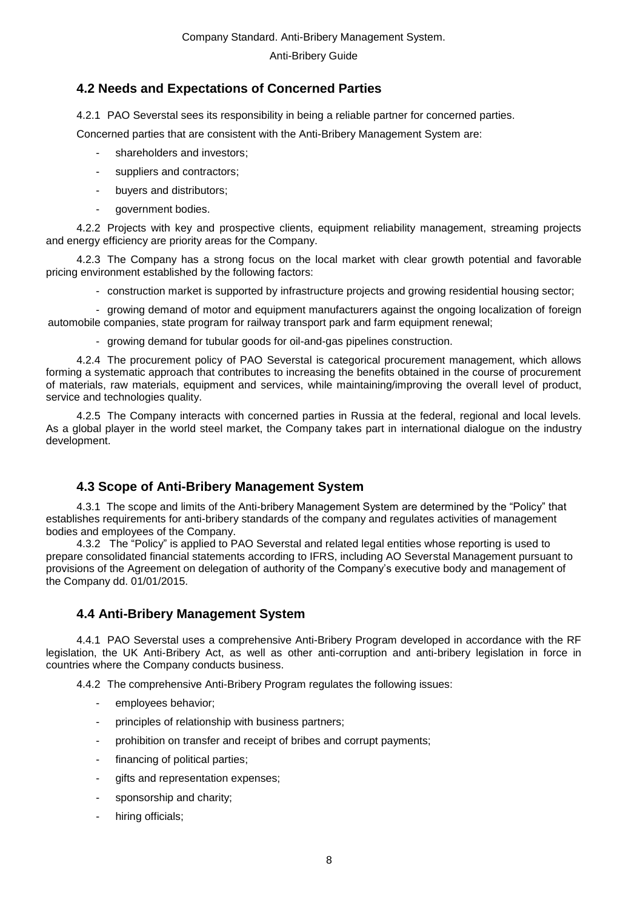## 4.2 Needs and Expectations of Concerned Parties

4.2.1 PAO Severstal sees its responsibility in being a reliable partner for concerned parties.

Concerned parties that are consistent with the Anti-Bribery Management System are:

- shareholders and investors;
- suppliers and contractors;
- buyers and distributors;
- government bodies.

4.2.2 Projects with key and prospective clients, equipment reliability management, streaming projects and energy efficiency are priority areas for the Company.

4.2.3 The Company has a strong focus on the local market with clear growth potential and favorable pricing environment established by the following factors:

- construction market is supported by infrastructure projects and growing residential housing sector;
- growing demand of motor and equipment manufacturers against the ongoing localization of foreign automobile companies, state program for railway transport park and farm equipment renewal;
- growing demand for tubular goods for oil-and-gas pipelines construction.

4.2.4 The procurement policy of PAO Severstal is categorical procurement management, which allows forming a systematic approach that contributes to increasing the benefits obtained in the course of procurement of materials, raw materials, equipment and services, while maintaining/improving the overall level of product, service and technologies quality.

4.2.5 The Company interacts with concerned parties in Russia at the federal, regional and local levels. As a global player in the world steel market, the Company takes part in international dialogue on the industry development.

## 4.3 Scope of Anti-Bribery Management System

4.3.1 The scope and limits of the Anti-bribery Management System are determined by the "Policy" that establishes requirements for anti-bribery standards of the company and regulates activities of management bodies and employees of the Company.

4.3.2 The "Policy" is applied to PAO Severstal and related legal entities whose reporting is used to prepare consolidated financial statements according to IFRS, including AO Severstal Management pursuant to provisions of the Agreement on delegation of authority of the Company's executive body and management of the Company dd. 01/01/2015.

## 4.4 Anti-Bribery Management System

4.4.1 PAO Severstal uses a comprehensive Anti-Bribery Program developed in accordance with the RF legislation, the UK Anti-Bribery Act, as well as other anti-corruption and anti-bribery legislation in force in countries where the Company conducts business.

4.4.2 The comprehensive Anti-Bribery Program regulates the following issues:

- employees behavior;
- principles of relationship with business partners;
- prohibition on transfer and receipt of bribes and corrupt payments;
- financing of political parties;
- gifts and representation expenses;
- sponsorship and charity;
- hiring officials;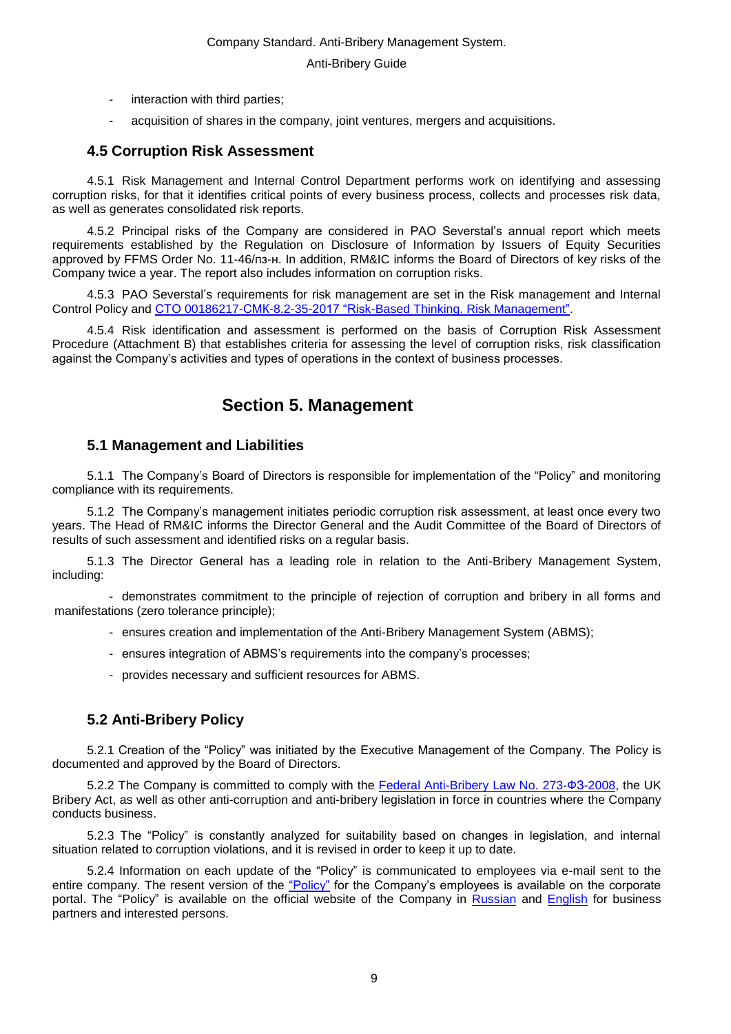- interaction with third parties;
- acquisition of shares in the company, joint ventures, mergers and acquisitions.

### 4.5 Corruption Risk Assessment

4.5.1 Risk Management and Internal Control Department performs work on identifying and assessing corruption risks, for that it identifies critical points of every business process, collects and processes risk data, as well as generates consolidated risk reports.

4.5.2 Principal risks of the Company are considered in PAO Severstal's annual report which meets requirements established by the Regulation on Disclosure of Information by Issuers of Equity Securities approved by FFMS Order No. 11-46/пз-н. In addition, RM&IC informs the Board of Directors of key risks of the Company twice a year. The report also includes information on corruption risks.

4.5.3 PAO Severstal's requirements for risk management are set in the Risk management and Internal Control Policy and CTO 00186217-CMK-8.2-35-2017 "Risk-Based Thinking. Risk Management".

4.5.4 Risk identification and assessment is performed on the basis of Corruption Risk Assessment Procedure (Attachment B) that establishes criteria for assessing the level of corruption risks, risk classification against the Company's activities and types of operations in the context of business processes.

## Section 5. Management

### 5.1 Management and Liabilities

5.1.1 The Company's Board of Directors is responsible for implementation of the "Policy" and monitoring compliance with its requirements.

5.1.2 The Company's management initiates periodic corruption risk assessment, at least once every two years. The Head of RM&IC informs the Director General and the Audit Committee of the Board of Directors of results of such assessment and identified risks on a regular basis.

5.1.3 The Director General has a leading role in relation to the Anti-Bribery Management System, including:

- demonstrates commitment to the principle of rejection of corruption and bribery in all forms and manifestations (zero tolerance principle);
- ensures creation and implementation of the Anti-Bribery Management System (ABMS);
- ensures integration of ABMS's requirements into the company's processes;
- provides necessary and sufficient resources for ABMS.

### 5.2 Anti-Bribery Policy

5.2.1 Creation of the "Policy" was initiated by the Executive Management of the Company. The Policy is documented and approved by the Board of Directors.

5.2.2 The Company is committed to comply with the Federal Anti-Bribery Law No. 273-ФЗ-2008, the UK Bribery Act, as well as other anti-corruption and anti-bribery legislation in force in countries where the Company conducts business.

5.2.3 The "Policy" is constantly analyzed for suitability based on changes in legislation, and internal situation related to corruption violations, and it is revised in order to keep it up to date.

5.2.4 Information on each update of the "Policy" is communicated to employees via e-mail sent to the entire company. The resent version of the "Policy" for the Company's employees is available on the corporate portal. The "Policy" is available on the official website of the Company in Russian and English for business partners and interested persons.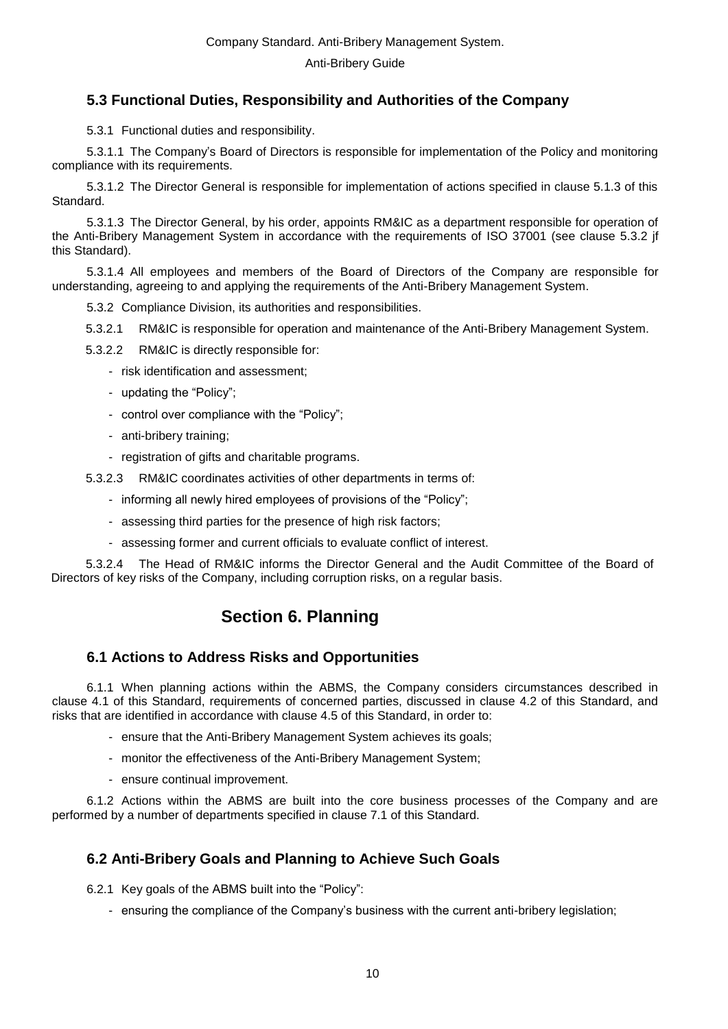## 5.3 Functional Duties, Responsibility and Authorities of the Company

5.3.1 Functional duties and responsibility.

5.3.1.1 The Company's Board of Directors is responsible for implementation of the Policy and monitoring compliance with its requirements.

5.3.1.2 The Director General is responsible for implementation of actions specified in clause 5.1.3 of this Standard.

5.3.1.3 The Director General, by his order, appoints RM&IC as a department responsible for operation of the Anti-Bribery Management System in accordance with the requirements of ISO 37001 (see clause 5.3.2 jf this Standard).

5.3.1.4 All employees and members of the Board of Directors of the Company are responsible for understanding, agreeing to and applying the requirements of the Anti-Bribery Management System.

5.3.2 Compliance Division, its authorities and responsibilities.

5.3.2.1 RM&IC is responsible for operation and maintenance of the Anti-Bribery Management System.

5.3.2.2 RM&IC is directly responsible for:

- risk identification and assessment;
- updating the "Policy";
- control over compliance with the "Policy";
- anti-bribery training;
- registration of gifts and charitable programs.

5.3.2.3 RM&IC coordinates activities of other departments in terms of:

- informing all newly hired employees of provisions of the "Policy";
- assessing third parties for the presence of high risk factors;
- assessing former and current officials to evaluate conflict of interest.

5.3.2.4 The Head of RM&IC informs the Director General and the Audit Committee of the Board of Directors of key risks of the Company, including corruption risks, on a regular basis.

# Section 6. Planning

## 6.1 Actions to Address Risks and Opportunities

6.1.1 When planning actions within the ABMS, the Company considers circumstances described in clause 4.1 of this Standard, requirements of concerned parties, discussed in clause 4.2 of this Standard, and risks that are identified in accordance with clause 4.5 of this Standard, in order to:

- ensure that the Anti-Bribery Management System achieves its goals;
- monitor the effectiveness of the Anti-Bribery Management System;
- ensure continual improvement.

6.1.2 Actions within the ABMS are built into the core business processes of the Company and are performed by a number of departments specified in clause 7.1 of this Standard.

## 6.2 Anti-Bribery Goals and Planning to Achieve Such Goals

6.2.1 Key goals of the ABMS built into the "Policy":

- ensuring the compliance of the Company's business with the current anti-bribery legislation;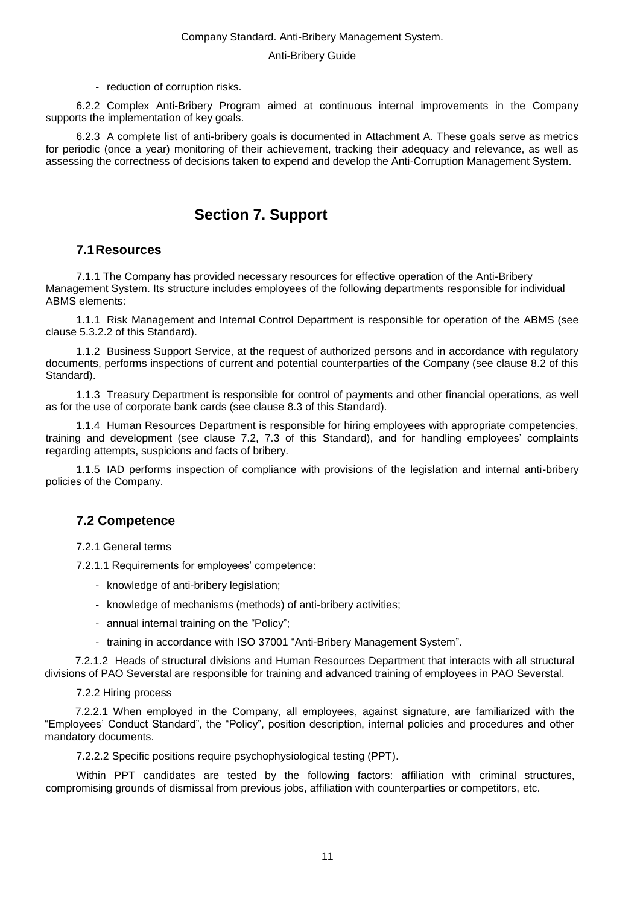- reduction of corruption risks.

6.2.2 Complex Anti-Bribery Program aimed at continuous internal improvements in the Company supports the implementation of key goals.

6.2.3 A complete list of anti-bribery goals is documented in Attachment A. These goals serve as metrics for periodic (once a year) monitoring of their achievement, tracking their adequacy and relevance, as well as assessing the correctness of decisions taken to expend and develop the Anti-Corruption Management System.

# Section 7. Support

## 7.1 Resources

7.1.1 The Company has provided necessary resources for effective operation of the Anti-Bribery Management System. Its structure includes employees of the following departments responsible for individual ABMS elements:

1.1.1 Risk Management and Internal Control Department is responsible for operation of the ABMS (see clause 5.3.2.2 of this Standard).

1.1.2 Business Support Service, at the request of authorized persons and in accordance with regulatory documents, performs inspections of current and potential counterparties of the Company (see clause 8.2 of this Standard).

1.1.3 Treasury Department is responsible for control of payments and other financial operations, as well as for the use of corporate bank cards (see clause 8.3 of this Standard).

1.1.4 Human Resources Department is responsible for hiring employees with appropriate competencies, training and development (see clause 7.2, 7.3 of this Standard), and for handling employees' complaints regarding attempts, suspicions and facts of bribery.

1.1.5 IAD performs inspection of compliance with provisions of the legislation and internal anti-bribery policies of the Company.

## 7.2 Competence

7.2.1 General terms

7.2.1.1 Requirements for employees' competence:

- knowledge of anti-bribery legislation;
- knowledge of mechanisms (methods) of anti-bribery activities;
- annual internal training on the "Policy";
- training in accordance with ISO 37001 "Anti-Bribery Management System".

7.2.1.2 Heads of structural divisions and Human Resources Department that interacts with all structural divisions of PAO Severstal are responsible for training and advanced training of employees in PAO Severstal.

7.2.2 Hiring process

7.2.2.1 When employed in the Company, all employees, against signature, are familiarized with the "Employees' Conduct Standard", the "Policy", position description, internal policies and procedures and other mandatory documents.

7.2.2.2 Specific positions require psychophysiological testing (PPT).

Within PPT candidates are tested by the following factors: affiliation with criminal structures, compromising grounds of dismissal from previous jobs, affiliation with counterparties or competitors, etc.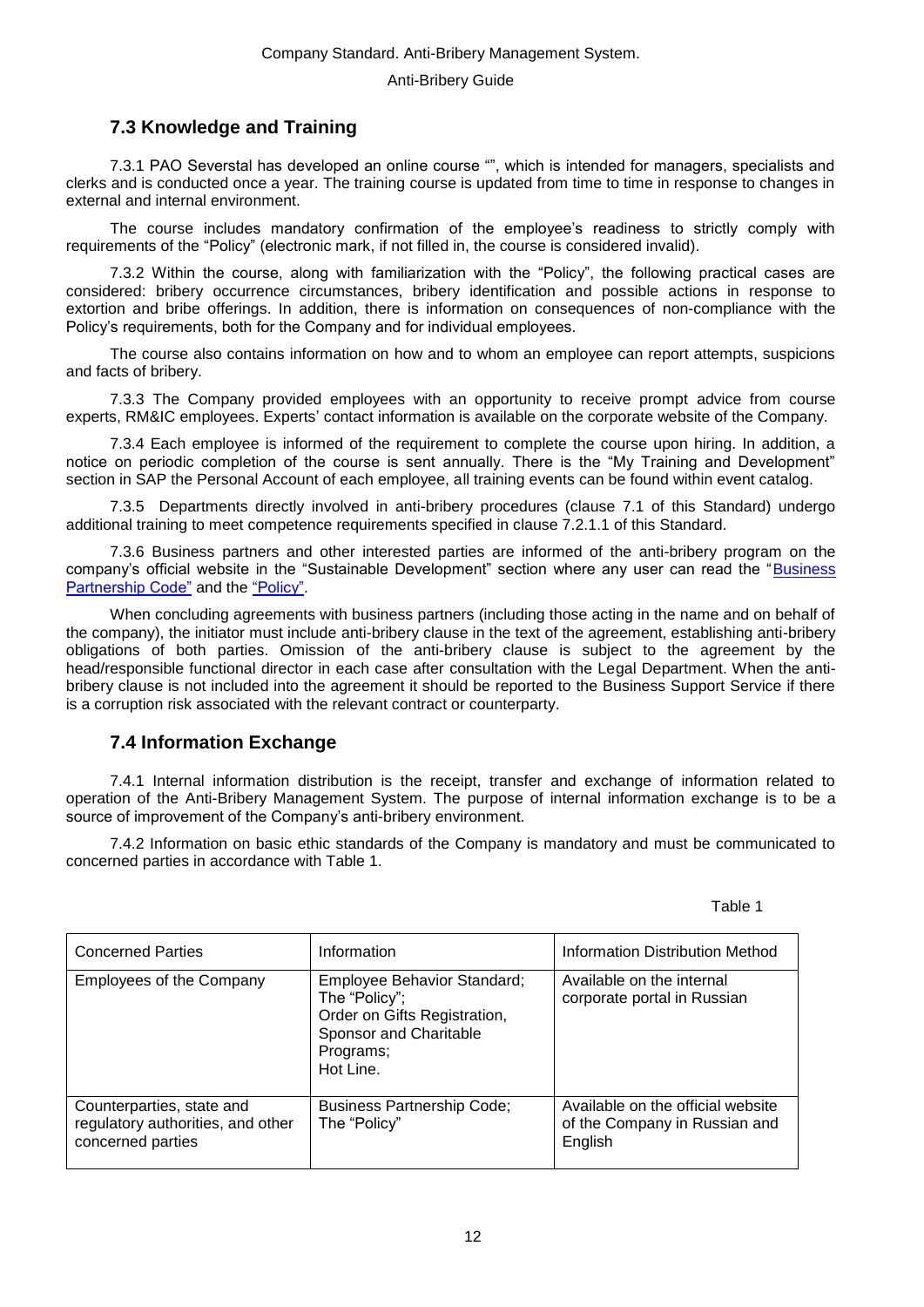## 7.3 Knowledge and Training

7.3.1 PAO Severstal has developed an online course "", which is intended for managers, specialists and clerks and is conducted once a year. The training course is updated from time to time in response to changes in external and internal environment.

The course includes mandatory confirmation of the employee's readiness to strictly comply with requirements of the "Policy" (electronic mark, if not filled in, the course is considered invalid).

7.3.2 Within the course, along with familiarization with the "Policy", the following practical cases are considered: bribery occurrence circumstances, bribery identification and possible actions in response to extortion and bribe offerings. In addition, there is information on consequences of non-compliance with the Policy's requirements, both for the Company and for individual employees.

The course also contains information on how and to whom an employee can report attempts, suspicions and facts of bribery.

7.3.3 The Company provided employees with an opportunity to receive prompt advice from course experts, RM&IC employees. Experts' contact information is available on the corporate website of the Company.

7.3.4 Each employee is informed of the requirement to complete the course upon hiring. In addition, a notice on periodic completion of the course is sent annually. There is the "My Training and Development" section in SAP the Personal Account of each employee, all training events can be found within event catalog.

7.3.5 Departments directly involved in anti-bribery procedures (clause 7.1 of this Standard) undergo additional training to meet competence requirements specified in clause 7.2.1.1 of this Standard.

7.3.6 Business partners and other interested parties are informed of the anti-bribery program on the company's official website in the "Sustainable Development" section where any user can read the "Business Partnership Code" and the "Policy".

When concluding agreements with business partners (including those acting in the name and on behalf of the company), the initiator must include anti-bribery clause in the text of the agreement, establishing anti-bribery obligations of both parties. Omission of the anti-bribery clause is subject to the agreement by the head/responsible functional director in each case after consultation with the Legal Department. When the anti-bribery clause is not included into the agreement it should be reported to the Business Support Service if there is a corruption risk associated with the relevant contract or counterparty.

## 7.4 Information Exchange

7.4.1 Internal information distribution is the receipt, transfer and exchange of information related to operation of the Anti-Bribery Management System. The purpose of internal information exchange is to be a source of improvement of the Company's anti-bribery environment.

7.4.2 Information on basic ethic standards of the Company is mandatory and must be communicated to concerned parties in accordance with Table 1.

Table 1

| Concerned Parties | Information | Information Distribution Method |
|---|---|---|
| Employees of the Company | Employee Behavior Standard;<br>The "Policy";<br>Order on Gifts Registration, Sponsor and Charitable Programs;<br>Hot Line. | Available on the internal corporate portal in Russian |
| Counterparties, state and regulatory authorities, and other concerned parties | Business Partnership Code;<br>The "Policy" | Available on the official website of the Company in Russian and English |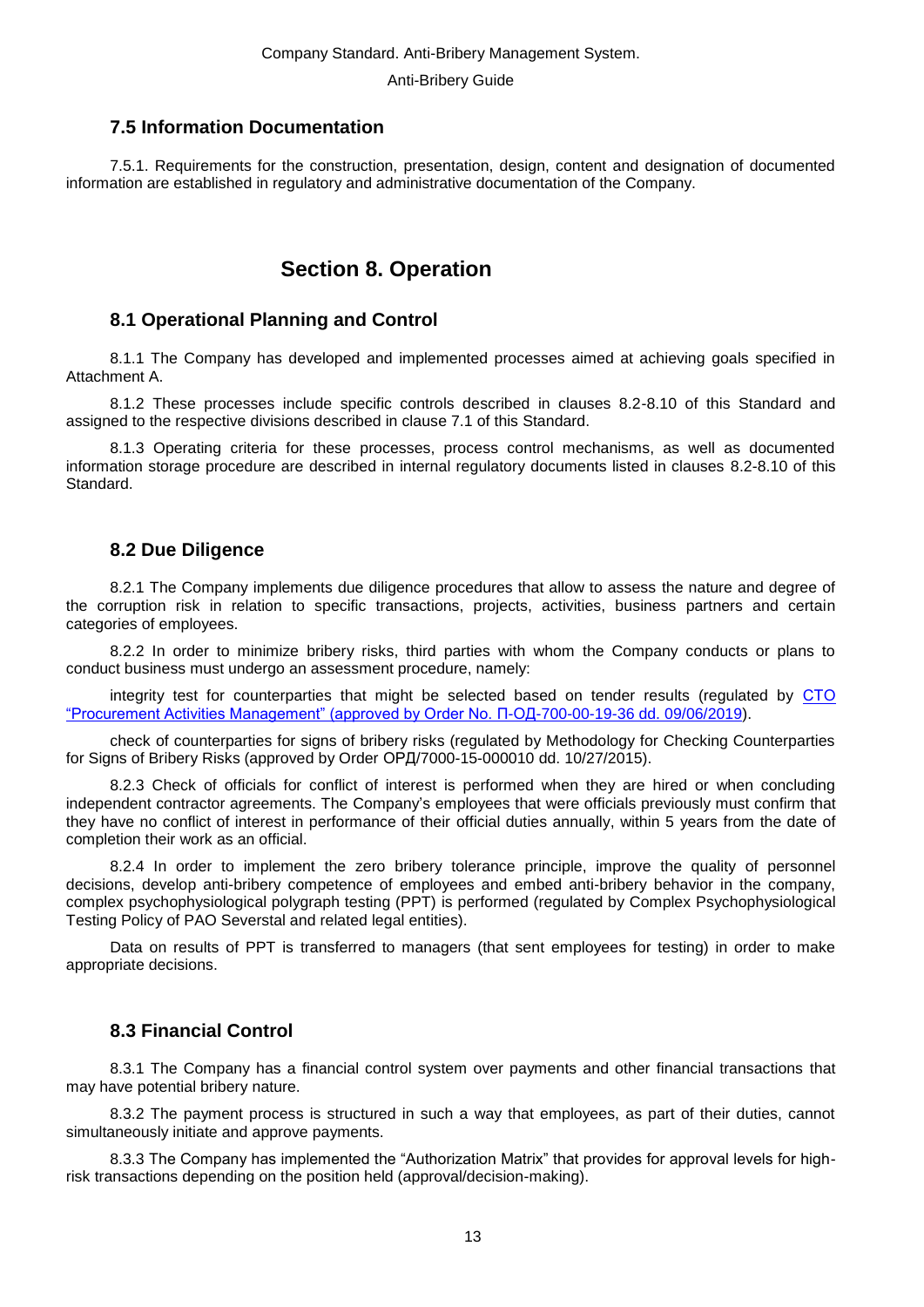### 7.5 Information Documentation

7.5.1. Requirements for the construction, presentation, design, content and designation of documented information are established in regulatory and administrative documentation of the Company.

## Section 8. Operation

### 8.1 Operational Planning and Control

8.1.1 The Company has developed and implemented processes aimed at achieving goals specified in Attachment A.

8.1.2 These processes include specific controls described in clauses 8.2-8.10 of this Standard and assigned to the respective divisions described in clause 7.1 of this Standard.

8.1.3 Operating criteria for these processes, process control mechanisms, as well as documented information storage procedure are described in internal regulatory documents listed in clauses 8.2-8.10 of this Standard.

### 8.2 Due Diligence

8.2.1 The Company implements due diligence procedures that allow to assess the nature and degree of the corruption risk in relation to specific transactions, projects, activities, business partners and certain categories of employees.

8.2.2 In order to minimize bribery risks, third parties with whom the Company conducts or plans to conduct business must undergo an assessment procedure, namely:

integrity test for counterparties that might be selected based on tender results (regulated by CTO "Procurement Activities Management" (approved by Order No. П-ОД-700-00-19-36 dd. 09/06/2019).

check of counterparties for signs of bribery risks (regulated by Methodology for Checking Counterparties for Signs of Bribery Risks (approved by Order ОРД/7000-15-000010 dd. 10/27/2015).

8.2.3 Check of officials for conflict of interest is performed when they are hired or when concluding independent contractor agreements. The Company's employees that were officials previously must confirm that they have no conflict of interest in performance of their official duties annually, within 5 years from the date of completion their work as an official.

8.2.4 In order to implement the zero bribery tolerance principle, improve the quality of personnel decisions, develop anti-bribery competence of employees and embed anti-bribery behavior in the company, complex psychophysiological polygraph testing (PPT) is performed (regulated by Complex Psychophysiological Testing Policy of PAO Severstal and related legal entities).

Data on results of PPT is transferred to managers (that sent employees for testing) in order to make appropriate decisions.

### 8.3 Financial Control

8.3.1 The Company has a financial control system over payments and other financial transactions that may have potential bribery nature.

8.3.2 The payment process is structured in such a way that employees, as part of their duties, cannot simultaneously initiate and approve payments.

8.3.3 The Company has implemented the "Authorization Matrix" that provides for approval levels for high-risk transactions depending on the position held (approval/decision-making).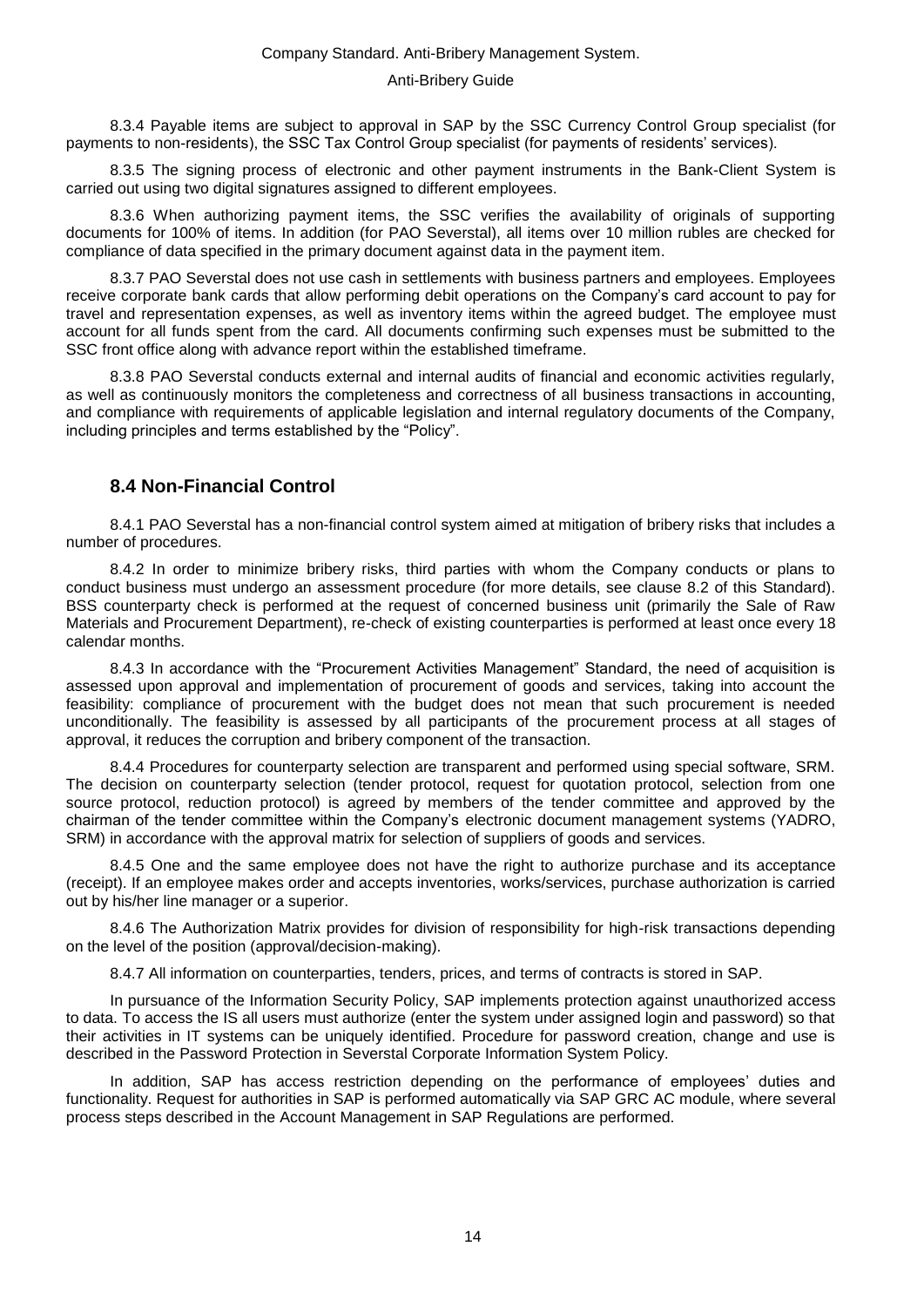8.3.4 Payable items are subject to approval in SAP by the SSC Currency Control Group specialist (for payments to non-residents), the SSC Tax Control Group specialist (for payments of residents' services).

8.3.5 The signing process of electronic and other payment instruments in the Bank-Client System is carried out using two digital signatures assigned to different employees.

8.3.6 When authorizing payment items, the SSC verifies the availability of originals of supporting documents for 100% of items. In addition (for PAO Severstal), all items over 10 million rubles are checked for compliance of data specified in the primary document against data in the payment item.

8.3.7 PAO Severstal does not use cash in settlements with business partners and employees. Employees receive corporate bank cards that allow performing debit operations on the Company's card account to pay for travel and representation expenses, as well as inventory items within the agreed budget. The employee must account for all funds spent from the card. All documents confirming such expenses must be submitted to the SSC front office along with advance report within the established timeframe.

8.3.8 PAO Severstal conducts external and internal audits of financial and economic activities regularly, as well as continuously monitors the completeness and correctness of all business transactions in accounting, and compliance with requirements of applicable legislation and internal regulatory documents of the Company, including principles and terms established by the "Policy".

## 8.4 Non-Financial Control

8.4.1 PAO Severstal has a non-financial control system aimed at mitigation of bribery risks that includes a number of procedures.

8.4.2 In order to minimize bribery risks, third parties with whom the Company conducts or plans to conduct business must undergo an assessment procedure (for more details, see clause 8.2 of this Standard). BSS counterparty check is performed at the request of concerned business unit (primarily the Sale of Raw Materials and Procurement Department), re-check of existing counterparties is performed at least once every 18 calendar months.

8.4.3 In accordance with the "Procurement Activities Management" Standard, the need of acquisition is assessed upon approval and implementation of procurement of goods and services, taking into account the feasibility: compliance of procurement with the budget does not mean that such procurement is needed unconditionally. The feasibility is assessed by all participants of the procurement process at all stages of approval, it reduces the corruption and bribery component of the transaction.

8.4.4 Procedures for counterparty selection are transparent and performed using special software, SRM. The decision on counterparty selection (tender protocol, request for quotation protocol, selection from one source protocol, reduction protocol) is agreed by members of the tender committee and approved by the chairman of the tender committee within the Company's electronic document management systems (YADRO, SRM) in accordance with the approval matrix for selection of suppliers of goods and services.

8.4.5 One and the same employee does not have the right to authorize purchase and its acceptance (receipt). If an employee makes order and accepts inventories, works/services, purchase authorization is carried out by his/her line manager or a superior.

8.4.6 The Authorization Matrix provides for division of responsibility for high-risk transactions depending on the level of the position (approval/decision-making).

8.4.7 All information on counterparties, tenders, prices, and terms of contracts is stored in SAP.

In pursuance of the Information Security Policy, SAP implements protection against unauthorized access to data. To access the IS all users must authorize (enter the system under assigned login and password) so that their activities in IT systems can be uniquely identified. Procedure for password creation, change and use is described in the Password Protection in Severstal Corporate Information System Policy.

In addition, SAP has access restriction depending on the performance of employees' duties and functionality. Request for authorities in SAP is performed automatically via SAP GRC AC module, where several process steps described in the Account Management in SAP Regulations are performed.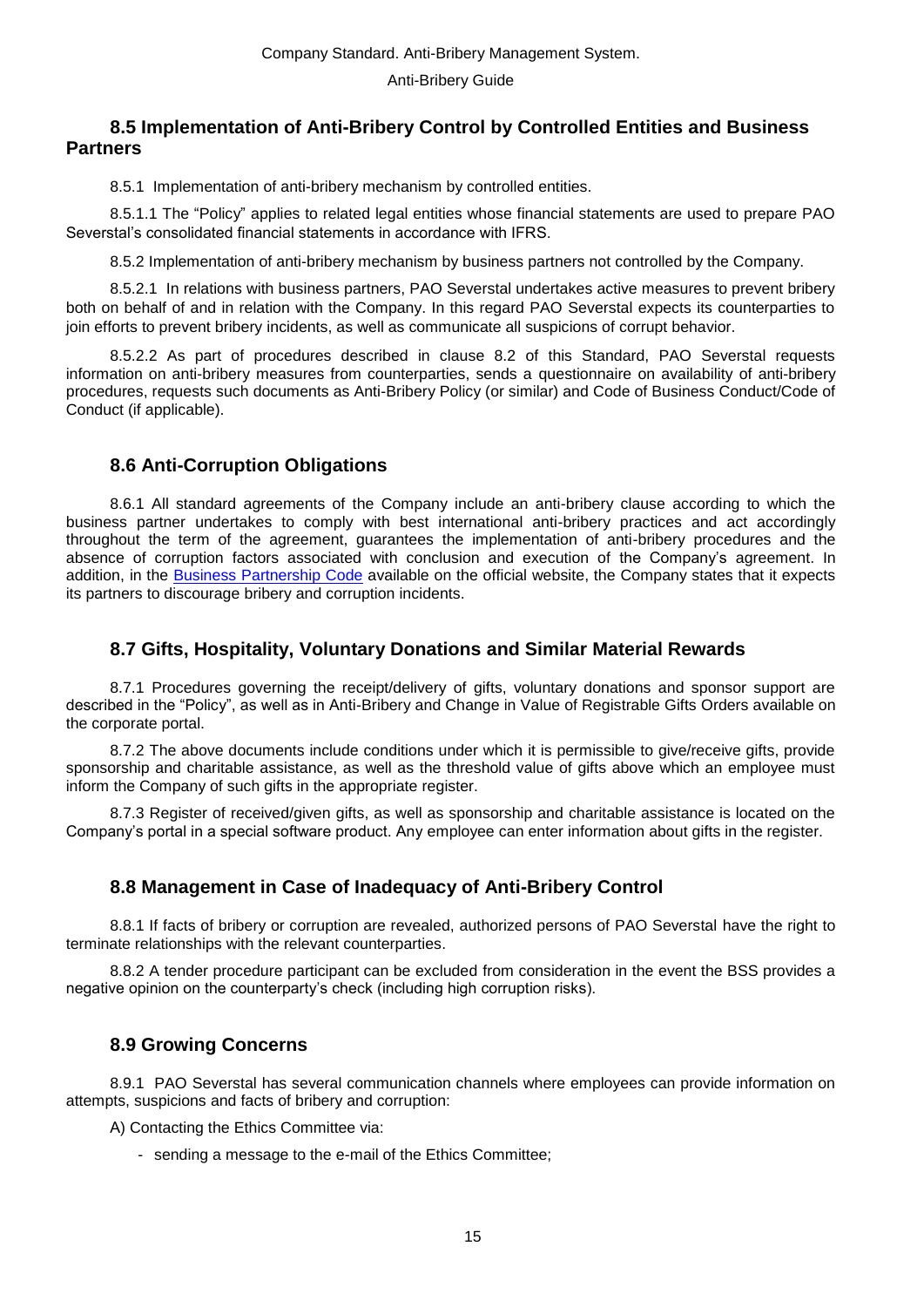## 8.5 Implementation of Anti-Bribery Control by Controlled Entities and Business Partners

8.5.1 Implementation of anti-bribery mechanism by controlled entities.

8.5.1.1 The "Policy" applies to related legal entities whose financial statements are used to prepare PAO Severstal's consolidated financial statements in accordance with IFRS.

8.5.2 Implementation of anti-bribery mechanism by business partners not controlled by the Company.

8.5.2.1 In relations with business partners, PAO Severstal undertakes active measures to prevent bribery both on behalf of and in relation with the Company. In this regard PAO Severstal expects its counterparties to join efforts to prevent bribery incidents, as well as communicate all suspicions of corrupt behavior.

8.5.2.2 As part of procedures described in clause 8.2 of this Standard, PAO Severstal requests information on anti-bribery measures from counterparties, sends a questionnaire on availability of anti-bribery procedures, requests such documents as Anti-Bribery Policy (or similar) and Code of Business Conduct/Code of Conduct (if applicable).

## 8.6 Anti-Corruption Obligations

8.6.1 All standard agreements of the Company include an anti-bribery clause according to which the business partner undertakes to comply with best international anti-bribery practices and act accordingly throughout the term of the agreement, guarantees the implementation of anti-bribery procedures and the absence of corruption factors associated with conclusion and execution of the Company's agreement. In addition, in the Business Partnership Code available on the official website, the Company states that it expects its partners to discourage bribery and corruption incidents.

## 8.7 Gifts, Hospitality, Voluntary Donations and Similar Material Rewards

8.7.1 Procedures governing the receipt/delivery of gifts, voluntary donations and sponsor support are described in the "Policy", as well as in Anti-Bribery and Change in Value of Registrable Gifts Orders available on the corporate portal.

8.7.2 The above documents include conditions under which it is permissible to give/receive gifts, provide sponsorship and charitable assistance, as well as the threshold value of gifts above which an employee must inform the Company of such gifts in the appropriate register.

8.7.3 Register of received/given gifts, as well as sponsorship and charitable assistance is located on the Company's portal in a special software product. Any employee can enter information about gifts in the register.

## 8.8 Management in Case of Inadequacy of Anti-Bribery Control

8.8.1 If facts of bribery or corruption are revealed, authorized persons of PAO Severstal have the right to terminate relationships with the relevant counterparties.

8.8.2 A tender procedure participant can be excluded from consideration in the event the BSS provides a negative opinion on the counterparty's check (including high corruption risks).

## 8.9 Growing Concerns

8.9.1 PAO Severstal has several communication channels where employees can provide information on attempts, suspicions and facts of bribery and corruption:

A) Contacting the Ethics Committee via:

- sending a message to the e-mail of the Ethics Committee;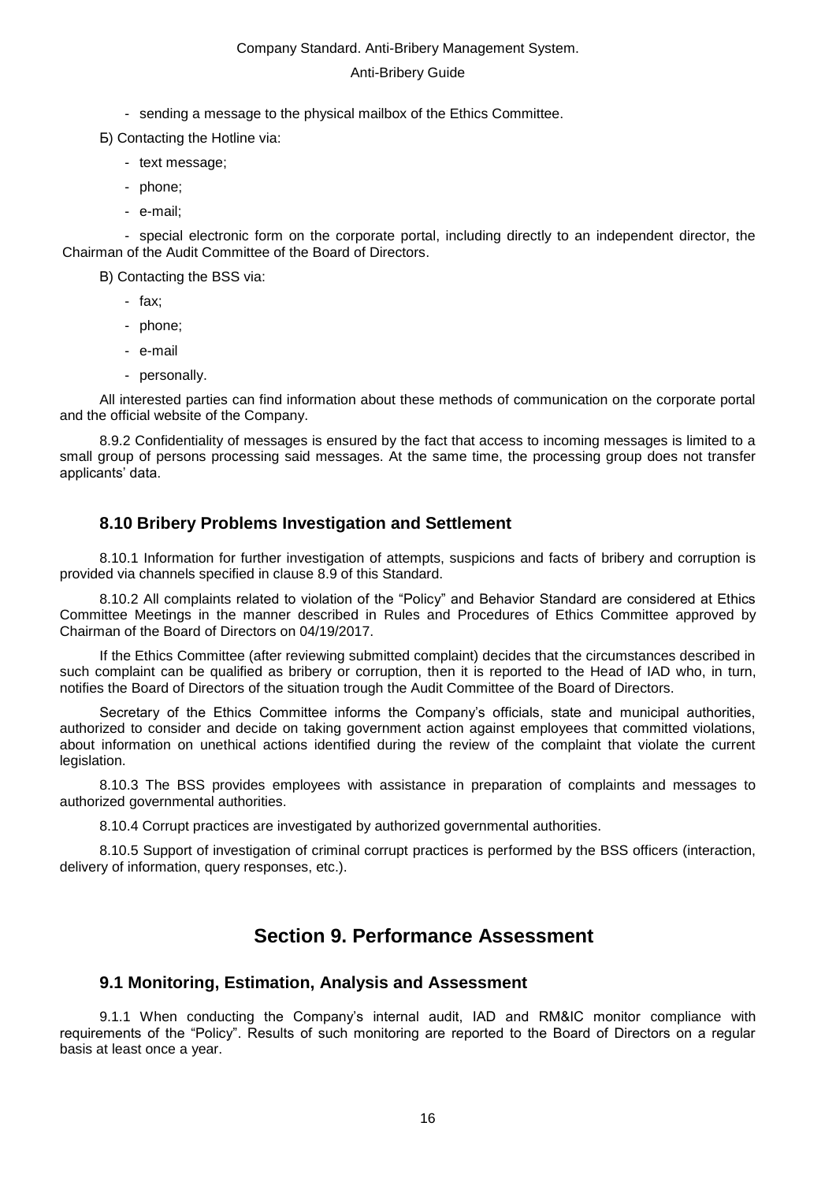- sending a message to the physical mailbox of the Ethics Committee.

Б) Contacting the Hotline via:

- text message;
- phone;
- e-mail;
- special electronic form on the corporate portal, including directly to an independent director, the Chairman of the Audit Committee of the Board of Directors.

В) Contacting the BSS via:

- fax;
- phone;
- e-mail
- personally.

All interested parties can find information about these methods of communication on the corporate portal and the official website of the Company.

8.9.2 Confidentiality of messages is ensured by the fact that access to incoming messages is limited to a small group of persons processing said messages. At the same time, the processing group does not transfer applicants' data.

### 8.10 Bribery Problems Investigation and Settlement

8.10.1 Information for further investigation of attempts, suspicions and facts of bribery and corruption is provided via channels specified in clause 8.9 of this Standard.

8.10.2 All complaints related to violation of the "Policy" and Behavior Standard are considered at Ethics Committee Meetings in the manner described in Rules and Procedures of Ethics Committee approved by Chairman of the Board of Directors on 04/19/2017.

If the Ethics Committee (after reviewing submitted complaint) decides that the circumstances described in such complaint can be qualified as bribery or corruption, then it is reported to the Head of IAD who, in turn, notifies the Board of Directors of the situation trough the Audit Committee of the Board of Directors.

Secretary of the Ethics Committee informs the Company's officials, state and municipal authorities, authorized to consider and decide on taking government action against employees that committed violations, about information on unethical actions identified during the review of the complaint that violate the current legislation.

8.10.3 The BSS provides employees with assistance in preparation of complaints and messages to authorized governmental authorities.

8.10.4 Corrupt practices are investigated by authorized governmental authorities.

8.10.5 Support of investigation of criminal corrupt practices is performed by the BSS officers (interaction, delivery of information, query responses, etc.).

## Section 9. Performance Assessment

### 9.1 Monitoring, Estimation, Analysis and Assessment

9.1.1 When conducting the Company's internal audit, IAD and RM&IC monitor compliance with requirements of the "Policy". Results of such monitoring are reported to the Board of Directors on a regular basis at least once a year.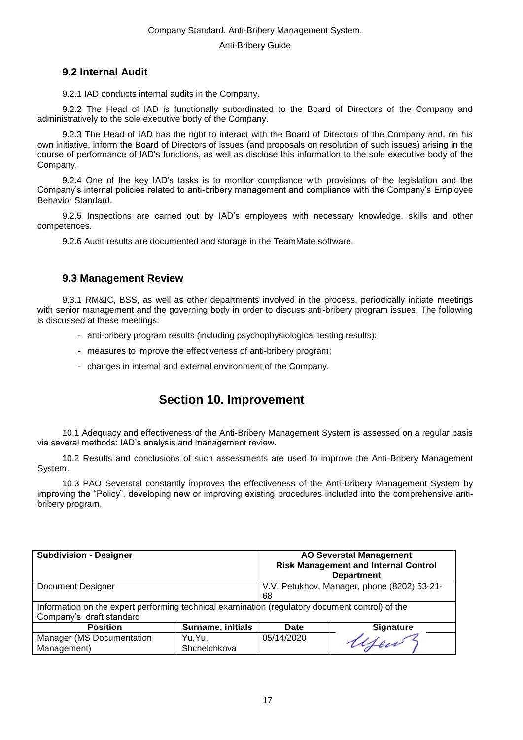### 9.2 Internal Audit

9.2.1 IAD conducts internal audits in the Company.

9.2.2 The Head of IAD is functionally subordinated to the Board of Directors of the Company and administratively to the sole executive body of the Company.

9.2.3 The Head of IAD has the right to interact with the Board of Directors of the Company and, on his own initiative, inform the Board of Directors of issues (and proposals on resolution of such issues) arising in the course of performance of IAD's functions, as well as disclose this information to the sole executive body of the Company.

9.2.4 One of the key IAD's tasks is to monitor compliance with provisions of the legislation and the Company's internal policies related to anti-bribery management and compliance with the Company's Employee Behavior Standard.

9.2.5 Inspections are carried out by IAD's employees with necessary knowledge, skills and other competences.

9.2.6 Audit results are documented and storage in the TeamMate software.

### 9.3 Management Review

9.3.1 RM&IC, BSS, as well as other departments involved in the process, periodically initiate meetings with senior management and the governing body in order to discuss anti-bribery program issues. The following is discussed at these meetings:

- anti-bribery program results (including psychophysiological testing results);
- measures to improve the effectiveness of anti-bribery program;
- changes in internal and external environment of the Company.

## Section 10. Improvement

10.1 Adequacy and effectiveness of the Anti-Bribery Management System is assessed on a regular basis via several methods: IAD's analysis and management review.

10.2 Results and conclusions of such assessments are used to improve the Anti-Bribery Management System.

10.3 PAO Severstal constantly improves the effectiveness of the Anti-Bribery Management System by improving the "Policy", developing new or improving existing procedures included into the comprehensive anti-bribery program.

| **Subdivision - Designer** | | **AO Severstal Management Risk Management and Internal Control Department** | |
|---|---|---|---|
| Document Designer | | V.V. Petukhov, Manager, phone (8202) 53-21-68 | |
| Information on the expert performing technical examination (regulatory document control) of the Company's draft standard | | | |
| **Position** | **Surname, initials** | **Date** | **Signature** |
| Manager (MS Documentation Management) | Yu.Yu. Shchelchkova | 05/14/2020 | [signature] |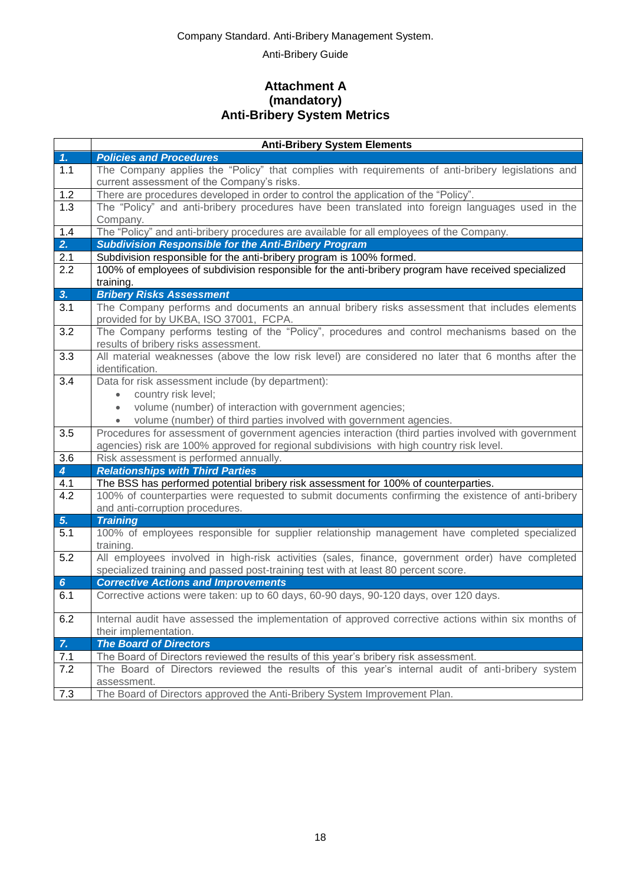## Attachment A
## (mandatory)
## Anti-Bribery System Metrics

| | Anti-Bribery System Elements |
|---|---|
| ***1.*** | ***Policies and Procedures*** |
| 1.1 | The Company applies the "Policy" that complies with requirements of anti-bribery legislations and current assessment of the Company's risks. |
| 1.2 | There are procedures developed in order to control the application of the "Policy". |
| 1.3 | The "Policy" and anti-bribery procedures have been translated into foreign languages used in the Company. |
| 1.4 | The "Policy" and anti-bribery procedures are available for all employees of the Company. |
| ***2.*** | ***Subdivision Responsible for the Anti-Bribery Program*** |
| 2.1 | Subdivision responsible for the anti-bribery program is 100% formed. |
| 2.2 | 100% of employees of subdivision responsible for the anti-bribery program have received specialized training. |
| ***3.*** | ***Bribery Risks Assessment*** |
| 3.1 | The Company performs and documents an annual bribery risks assessment that includes elements provided for by UKBA, ISO 37001, FCPA. |
| 3.2 | The Company performs testing of the "Policy", procedures and control mechanisms based on the results of bribery risks assessment. |
| 3.3 | All material weaknesses (above the low risk level) are considered no later that 6 months after the identification. |
| 3.4 | Data for risk assessment include (by department):<br>• country risk level;<br>• volume (number) of interaction with government agencies;<br>• volume (number) of third parties involved with government agencies. |
| 3.5 | Procedures for assessment of government agencies interaction (third parties involved with government agencies) risk are 100% approved for regional subdivisions with high country risk level. |
| 3.6 | Risk assessment is performed annually. |
| ***4*** | ***Relationships with Third Parties*** |
| 4.1 | The BSS has performed potential bribery risk assessment for 100% of counterparties. |
| 4.2 | 100% of counterparties were requested to submit documents confirming the existence of anti-bribery and anti-corruption procedures. |
| ***5.*** | ***Training*** |
| 5.1 | 100% of employees responsible for supplier relationship management have completed specialized training. |
| 5.2 | All employees involved in high-risk activities (sales, finance, government order) have completed specialized training and passed post-training test with at least 80 percent score. |
| ***6*** | ***Corrective Actions and Improvements*** |
| 6.1 | Corrective actions were taken: up to 60 days, 60-90 days, 90-120 days, over 120 days. |
| 6.2 | Internal audit have assessed the implementation of approved corrective actions within six months of their implementation. |
| ***7.*** | ***The Board of Directors*** |
| 7.1 | The Board of Directors reviewed the results of this year's bribery risk assessment. |
| 7.2 | The Board of Directors reviewed the results of this year's internal audit of anti-bribery system assessment. |
| 7.3 | The Board of Directors approved the Anti-Bribery System Improvement Plan. |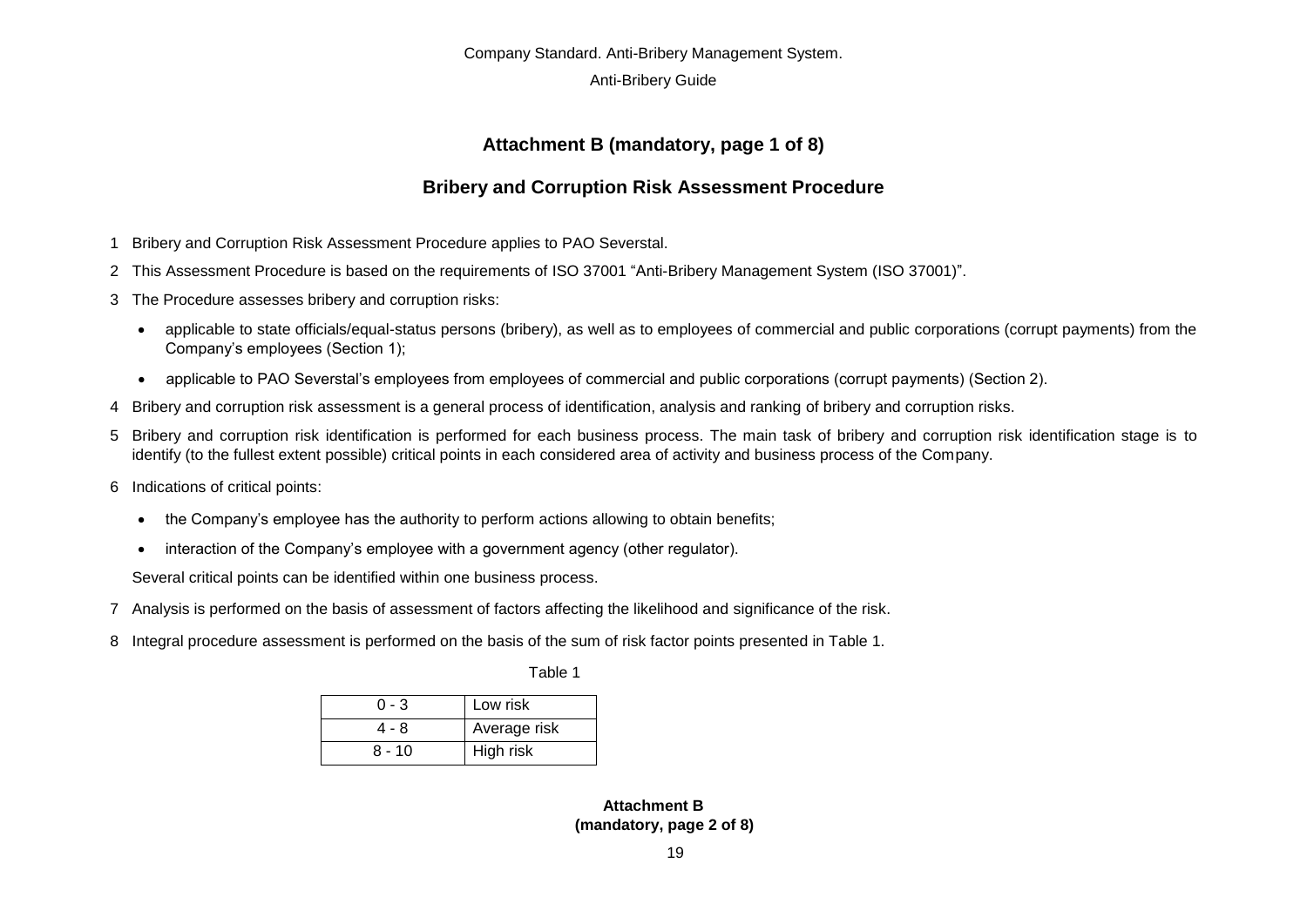## Attachment B (mandatory, page 1 of 8)

## Bribery and Corruption Risk Assessment Procedure

1 Bribery and Corruption Risk Assessment Procedure applies to PAO Severstal.

2 This Assessment Procedure is based on the requirements of ISO 37001 "Anti-Bribery Management System (ISO 37001)".

3 The Procedure assesses bribery and corruption risks:

- applicable to state officials/equal-status persons (bribery), as well as to employees of commercial and public corporations (corrupt payments) from the Company's employees (Section 1);
- applicable to PAO Severstal's employees from employees of commercial and public corporations (corrupt payments) (Section 2).

4 Bribery and corruption risk assessment is a general process of identification, analysis and ranking of bribery and corruption risks.

5 Bribery and corruption risk identification is performed for each business process. The main task of bribery and corruption risk identification stage is to identify (to the fullest extent possible) critical points in each considered area of activity and business process of the Company.

6 Indications of critical points:

- the Company's employee has the authority to perform actions allowing to obtain benefits;
- interaction of the Company's employee with a government agency (other regulator).

Several critical points can be identified within one business process.

7 Analysis is performed on the basis of assessment of factors affecting the likelihood and significance of the risk.

8 Integral procedure assessment is performed on the basis of the sum of risk factor points presented in Table 1.

Table 1

| | |
|---|---|
| 0 - 3 | Low risk |
| 4 - 8 | Average risk |
| 8 - 10 | High risk |

**Attachment B (mandatory, page 2 of 8)**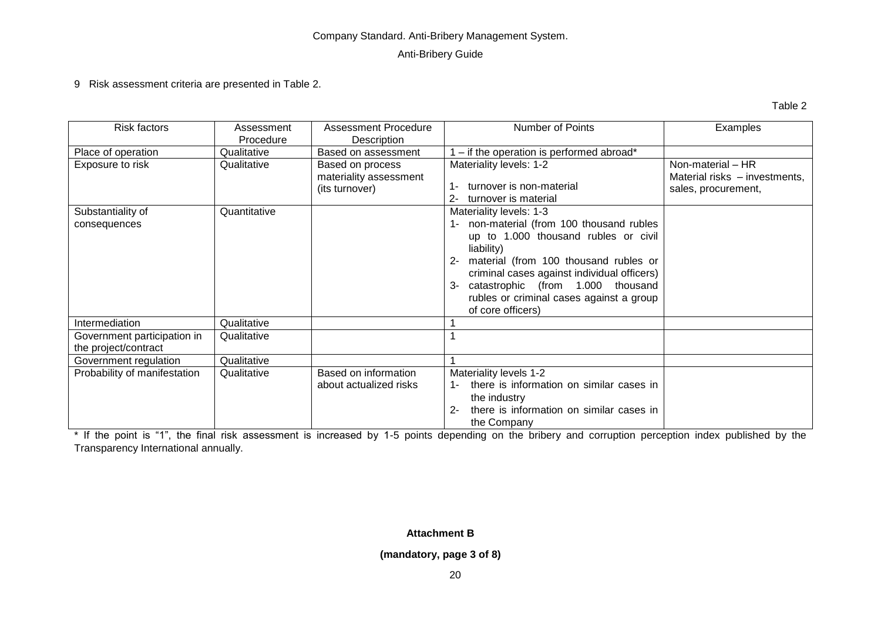9 Risk assessment criteria are presented in Table 2.

Table 2

| Risk factors | Assessment Procedure | Assessment Procedure Description | Number of Points | Examples |
|---|---|---|---|---|
| Place of operation | Qualitative | Based on assessment | 1 – if the operation is performed abroad* | |
| Exposure to risk | Qualitative | Based on process materiality assessment (its turnover) | Materiality levels: 1-2<br>1- turnover is non-material<br>2- turnover is material | Non-material – HR<br>Material risks – investments, sales, procurement, |
| Substantiality of consequences | Quantitative | | Materiality levels: 1-3<br>1- non-material (from 100 thousand rubles up to 1.000 thousand rubles or civil liability)<br>2- material (from 100 thousand rubles or criminal cases against individual officers)<br>3- catastrophic (from 1.000 thousand rubles or criminal cases against a group of core officers) | |
| Intermediation | Qualitative | | 1 | |
| Government participation in the project/contract | Qualitative | | 1 | |
| Government regulation | Qualitative | | 1 | |
| Probability of manifestation | Qualitative | Based on information about actualized risks | Materiality levels 1-2<br>1- there is information on similar cases in the industry<br>2- there is information on similar cases in the Company | |

* If the point is "1", the final risk assessment is increased by 1-5 points depending on the bribery and corruption perception index published by the Transparency International annually.

**Attachment B**

**(mandatory, page 3 of 8)**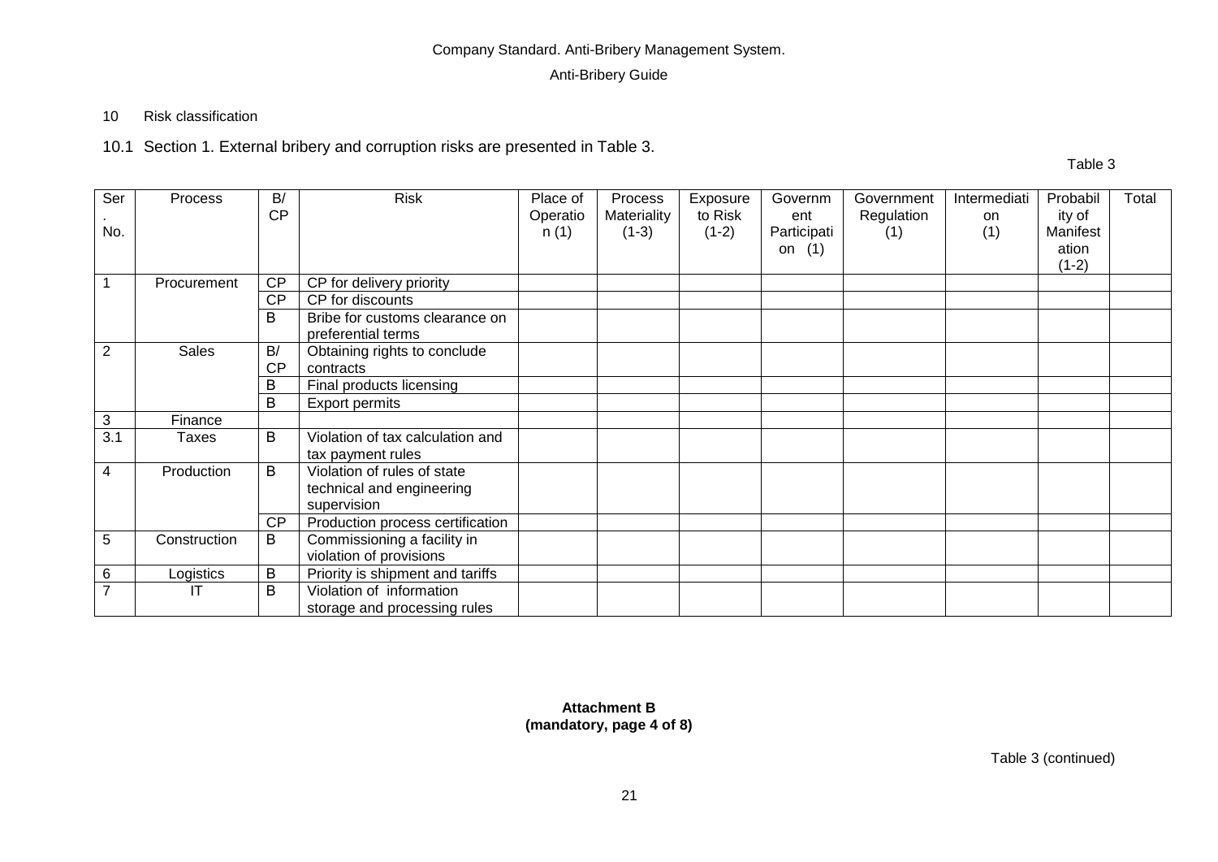10 Risk classification

10.1 Section 1. External bribery and corruption risks are presented in Table 3.

Table 3

| Ser. No. | Process | B/ CP | Risk | Place of Operation (1) | Process Materiality (1-3) | Exposure to Risk (1-2) | Government Participation (1) | Government Regulation (1) | Intermediation (1) | Probability of Manifestation (1-2) | Total |
|---|---|---|---|---|---|---|---|---|---|---|---|
| 1 | Procurement | CP | CP for delivery priority | | | | | | | | |
| | | CP | CP for discounts | | | | | | | | |
| | | B | Bribe for customs clearance on preferential terms | | | | | | | | |
| 2 | Sales | B/ CP | Obtaining rights to conclude contracts | | | | | | | | |
| | | B | Final products licensing | | | | | | | | |
| | | B | Export permits | | | | | | | | |
| 3 | Finance | | | | | | | | | | |
| 3.1 | Taxes | B | Violation of tax calculation and tax payment rules | | | | | | | | |
| 4 | Production | B | Violation of rules of state technical and engineering supervision | | | | | | | | |
| | | CP | Production process certification | | | | | | | | |
| 5 | Construction | B | Commissioning a facility in violation of provisions | | | | | | | | |
| 6 | Logistics | B | Priority is shipment and tariffs | | | | | | | | |
| 7 | IT | B | Violation of information storage and processing rules | | | | | | | | |

**Attachment B**
**(mandatory, page 4 of 8)**

Table 3 (continued)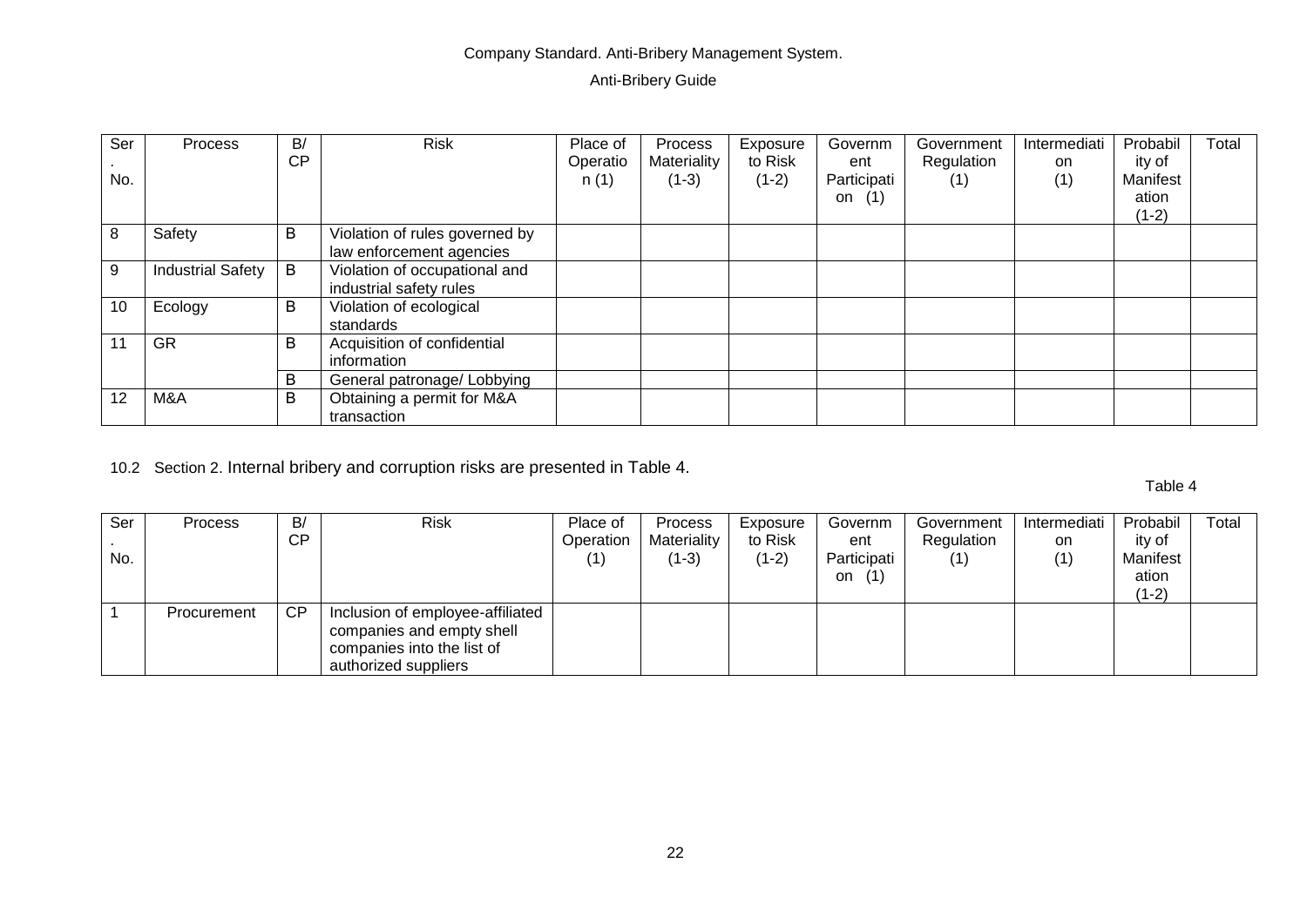| Ser. No. | Process | B/ CP | Risk | Place of Operation (1) | Process Materiality (1-3) | Exposure to Risk (1-2) | Government Participation (1) | Government Regulation (1) | Intermediation (1) | Probability of Manifestation (1-2) | Total |
|---|---|---|---|---|---|---|---|---|---|---|---|
| 8 | Safety | B | Violation of rules governed by law enforcement agencies | | | | | | | | |
| 9 | Industrial Safety | B | Violation of occupational and industrial safety rules | | | | | | | | |
| 10 | Ecology | B | Violation of ecological standards | | | | | | | | |
| 11 | GR | B | Acquisition of confidential information | | | | | | | | |
| | | B | General patronage/ Lobbying | | | | | | | | |
| 12 | M&A | B | Obtaining a permit for M&A transaction | | | | | | | | |

10.2 Section 2. Internal bribery and corruption risks are presented in Table 4.

Table 4

| Ser. No. | Process | B/ CP | Risk | Place of Operation (1) | Process Materiality (1-3) | Exposure to Risk (1-2) | Government Participation (1) | Government Regulation (1) | Intermediation (1) | Probability of Manifestation (1-2) | Total |
|---|---|---|---|---|---|---|---|---|---|---|---|
| 1 | Procurement | CP | Inclusion of employee-affiliated companies and empty shell companies into the list of authorized suppliers | | | | | | | | |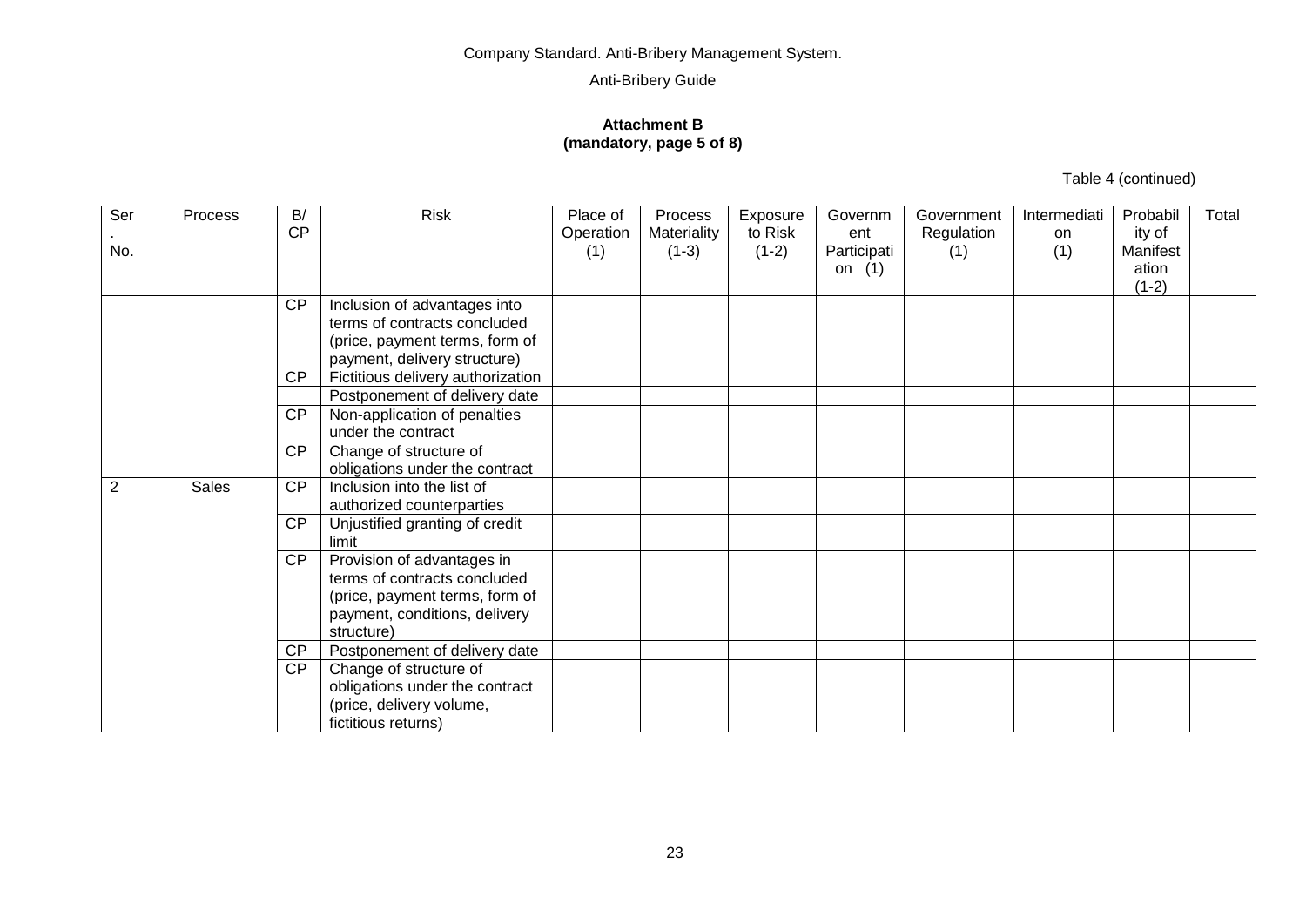Company Standard. Anti-Bribery Management System.

Anti-Bribery Guide

**Attachment B**
**(mandatory, page 5 of 8)**

Table 4 (continued)

| Ser. No. | Process | B/ CP | Risk | Place of Operation (1) | Process Materiality (1-3) | Exposure to Risk (1-2) | Government Participation (1) | Government Regulation (1) | Intermediation (1) | Probability of Manifestation (1-2) | Total |
|---|---|---|---|---|---|---|---|---|---|---|---|
| | | CP | Inclusion of advantages into terms of contracts concluded (price, payment terms, form of payment, delivery structure) | | | | | | | | |
| | | CP | Fictitious delivery authorization | | | | | | | | |
| | | | Postponement of delivery date | | | | | | | | |
| | | CP | Non-application of penalties under the contract | | | | | | | | |
| | | CP | Change of structure of obligations under the contract | | | | | | | | |
| 2 | Sales | CP | Inclusion into the list of authorized counterparties | | | | | | | | |
| | | CP | Unjustified granting of credit limit | | | | | | | | |
| | | CP | Provision of advantages in terms of contracts concluded (price, payment terms, form of payment, conditions, delivery structure) | | | | | | | | |
| | | CP | Postponement of delivery date | | | | | | | | |
| | | CP | Change of structure of obligations under the contract (price, delivery volume, fictitious returns) | | | | | | | | |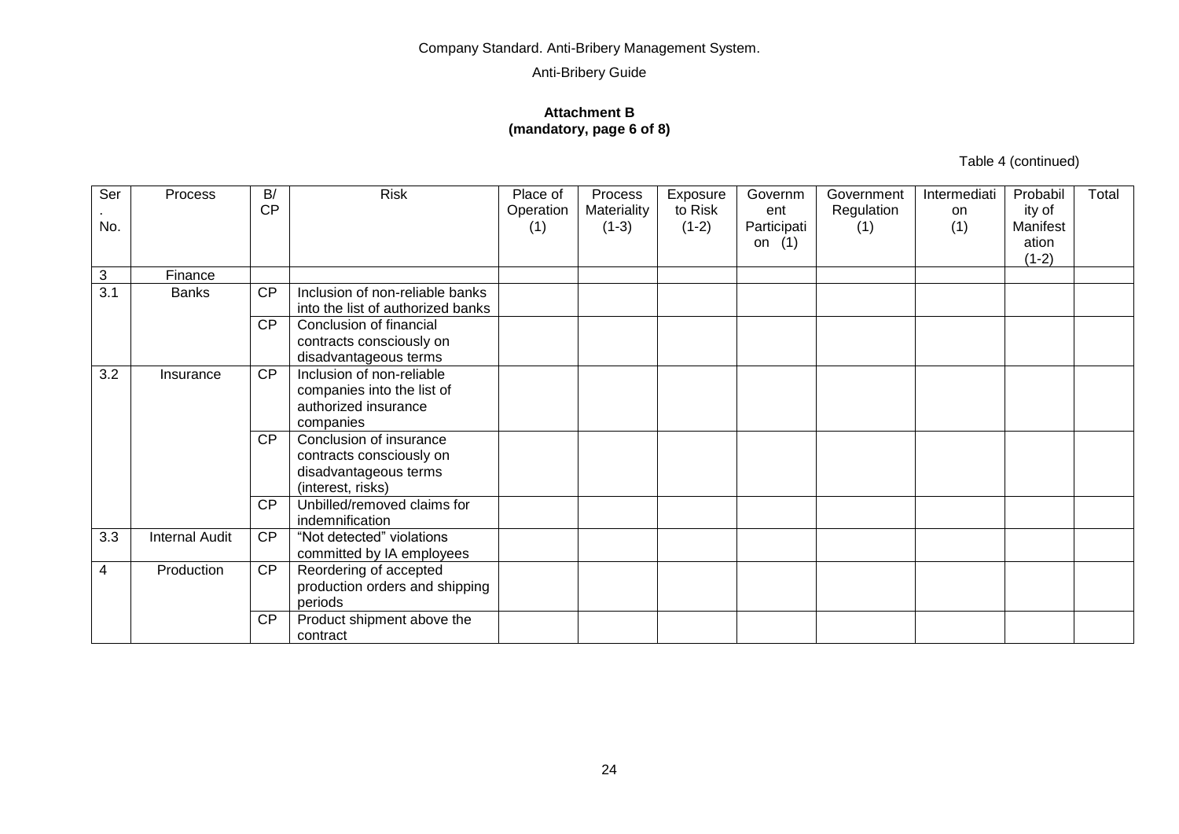Company Standard. Anti-Bribery Management System.

Anti-Bribery Guide

**Attachment B**
**(mandatory, page 6 of 8)**

Table 4 (continued)

| Ser. No. | Process | B/CP | Risk | Place of Operation (1) | Process Materiality (1-3) | Exposure to Risk (1-2) | Government Participation (1) | Government Regulation (1) | Intermediation (1) | Probability of Manifestation (1-2) | Total |
|---|---|---|---|---|---|---|---|---|---|---|---|
| 3 | Finance | | | | | | | | | | |
| 3.1 | Banks | CP | Inclusion of non-reliable banks into the list of authorized banks | | | | | | | | |
| | | CP | Conclusion of financial contracts consciously on disadvantageous terms | | | | | | | | |
| 3.2 | Insurance | CP | Inclusion of non-reliable companies into the list of authorized insurance companies | | | | | | | | |
| | | CP | Conclusion of insurance contracts consciously on disadvantageous terms (interest, risks) | | | | | | | | |
| | | CP | Unbilled/removed claims for indemnification | | | | | | | | |
| 3.3 | Internal Audit | CP | "Not detected" violations committed by IA employees | | | | | | | | |
| 4 | Production | CP | Reordering of accepted production orders and shipping periods | | | | | | | | |
| | | CP | Product shipment above the contract | | | | | | | | |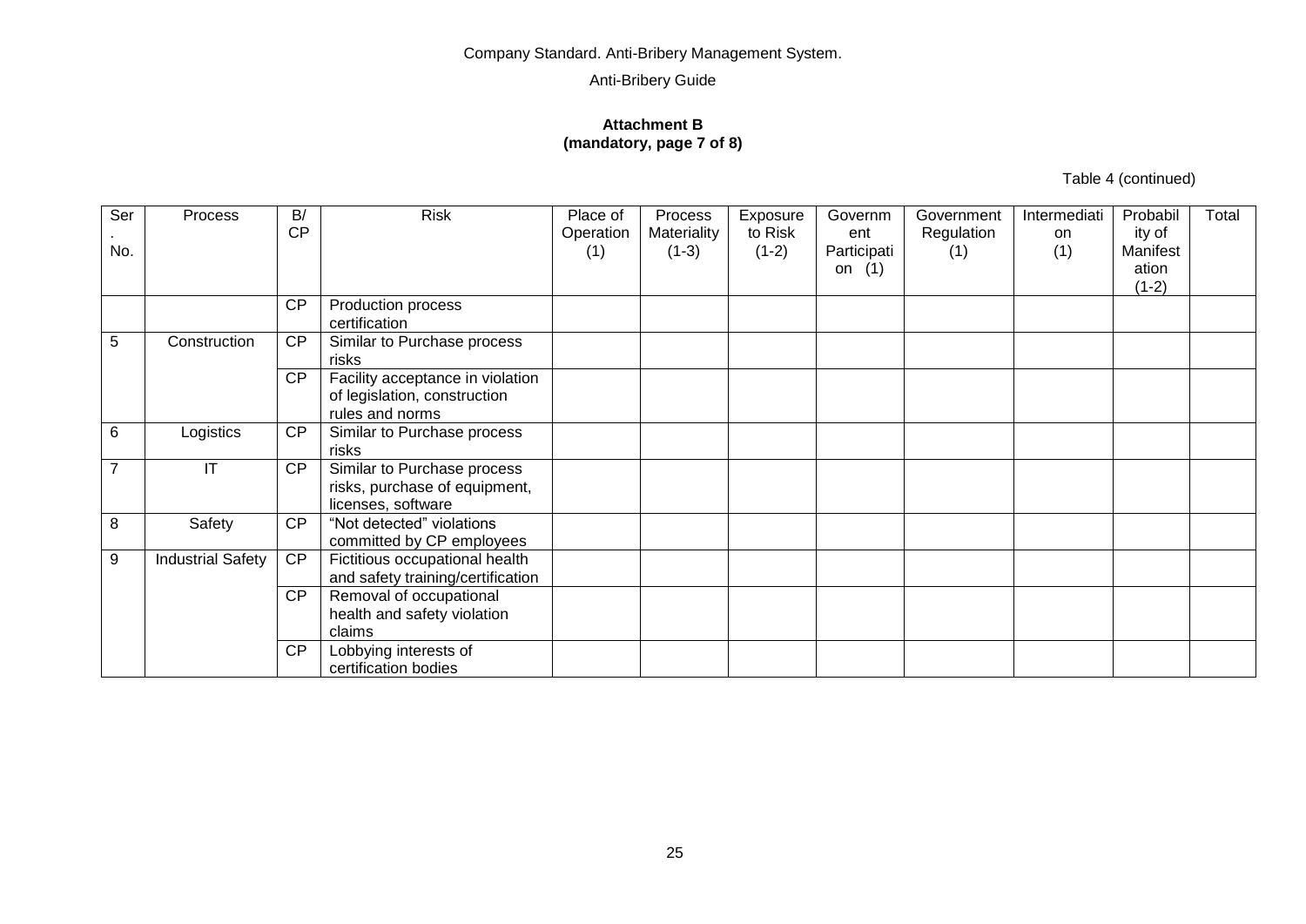Company Standard. Anti-Bribery Management System.

Anti-Bribery Guide

**Attachment B**
**(mandatory, page 7 of 8)**

Table 4 (continued)

| Ser. No. | Process | B/CP | Risk | Place of Operation (1) | Process Materiality (1-3) | Exposure to Risk (1-2) | Government Participation (1) | Government Regulation (1) | Intermediation (1) | Probability of Manifestation (1-2) | Total |
|---|---|---|---|---|---|---|---|---|---|---|---|
| | | CP | Production process certification | | | | | | | | |
| 5 | Construction | CP | Similar to Purchase process risks | | | | | | | | |
| | | CP | Facility acceptance in violation of legislation, construction rules and norms | | | | | | | | |
| 6 | Logistics | CP | Similar to Purchase process risks | | | | | | | | |
| 7 | IT | CP | Similar to Purchase process risks, purchase of equipment, licenses, software | | | | | | | | |
| 8 | Safety | CP | "Not detected" violations committed by CP employees | | | | | | | | |
| 9 | Industrial Safety | CP | Fictitious occupational health and safety training/certification | | | | | | | | |
| | | CP | Removal of occupational health and safety violation claims | | | | | | | | |
| | | CP | Lobbying interests of certification bodies | | | | | | | | |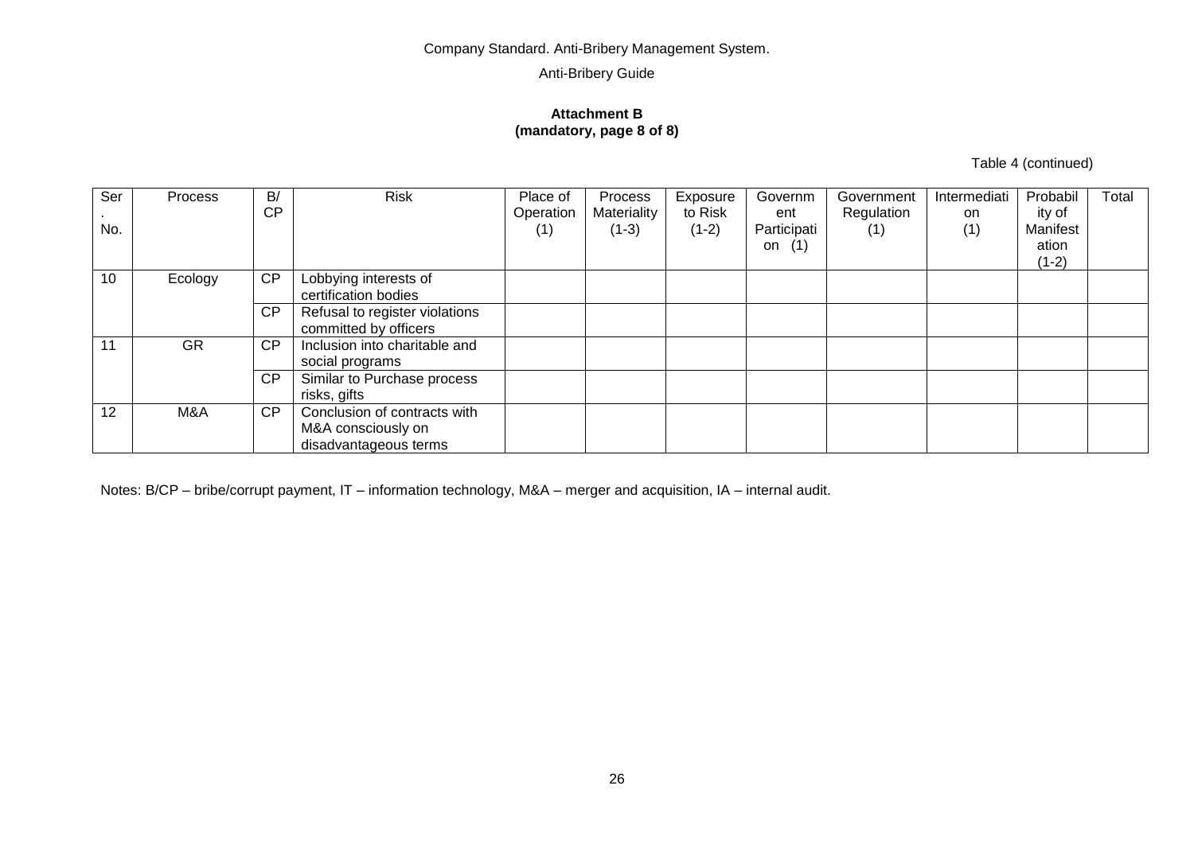Company Standard. Anti-Bribery Management System.

Anti-Bribery Guide

**Attachment B**
**(mandatory, page 8 of 8)**

Table 4 (continued)

| Ser. No. | Process | B/CP | Risk | Place of Operation (1) | Process Materiality (1-3) | Exposure to Risk (1-2) | Government Participation (1) | Government Regulation (1) | Intermediation (1) | Probability of Manifestation (1-2) | Total |
|---|---|---|---|---|---|---|---|---|---|---|---|
| 10 | Ecology | CP | Lobbying interests of certification bodies | | | | | | | | |
| | | CP | Refusal to register violations committed by officers | | | | | | | | |
| 11 | GR | CP | Inclusion into charitable and social programs | | | | | | | | |
| | | CP | Similar to Purchase process risks, gifts | | | | | | | | |
| 12 | M&A | CP | Conclusion of contracts with M&A consciously on disadvantageous terms | | | | | | | | |

Notes: B/CP – bribe/corrupt payment, IT – information technology, M&A – merger and acquisition, IA – internal audit.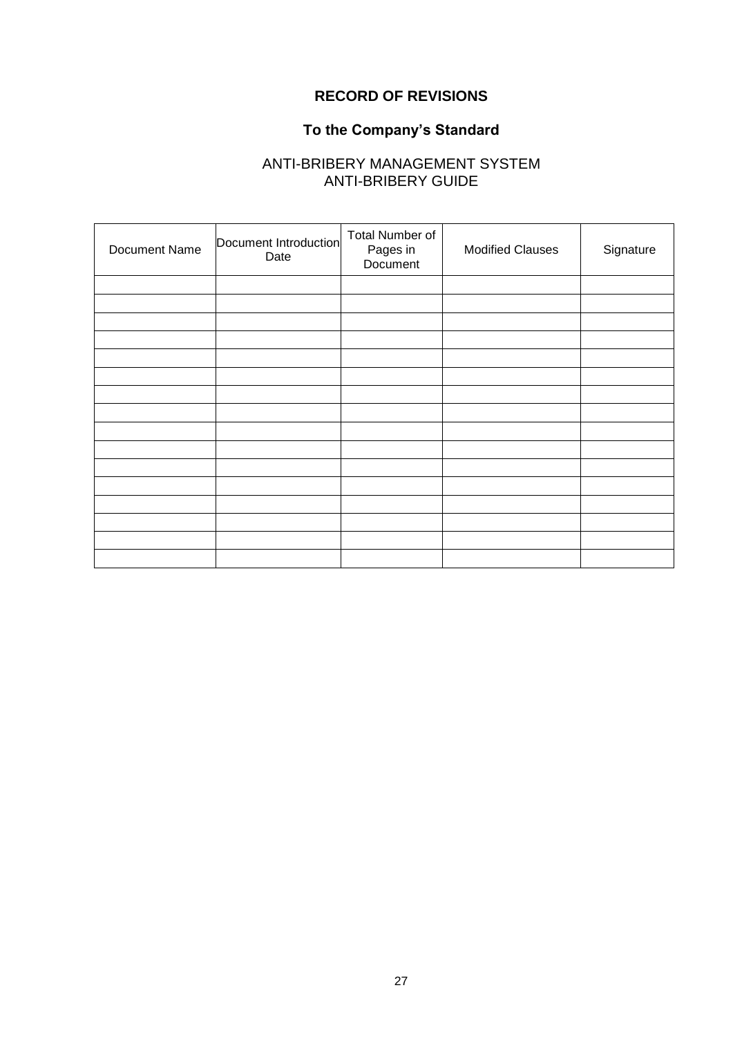# RECORD OF REVISIONS

## To the Company's Standard

ANTI-BRIBERY MANAGEMENT SYSTEM
ANTI-BRIBERY GUIDE

| Document Name | Document Introduction Date | Total Number of Pages in Document | Modified Clauses | Signature |
|---|---|---|---|---|
| | | | | |
| | | | | |
| | | | | |
| | | | | |
| | | | | |
| | | | | |
| | | | | |
| | | | | |
| | | | | |
| | | | | |
| | | | | |
| | | | | |
| | | | | |
| | | | | |
| | | | | |
| | | | | |